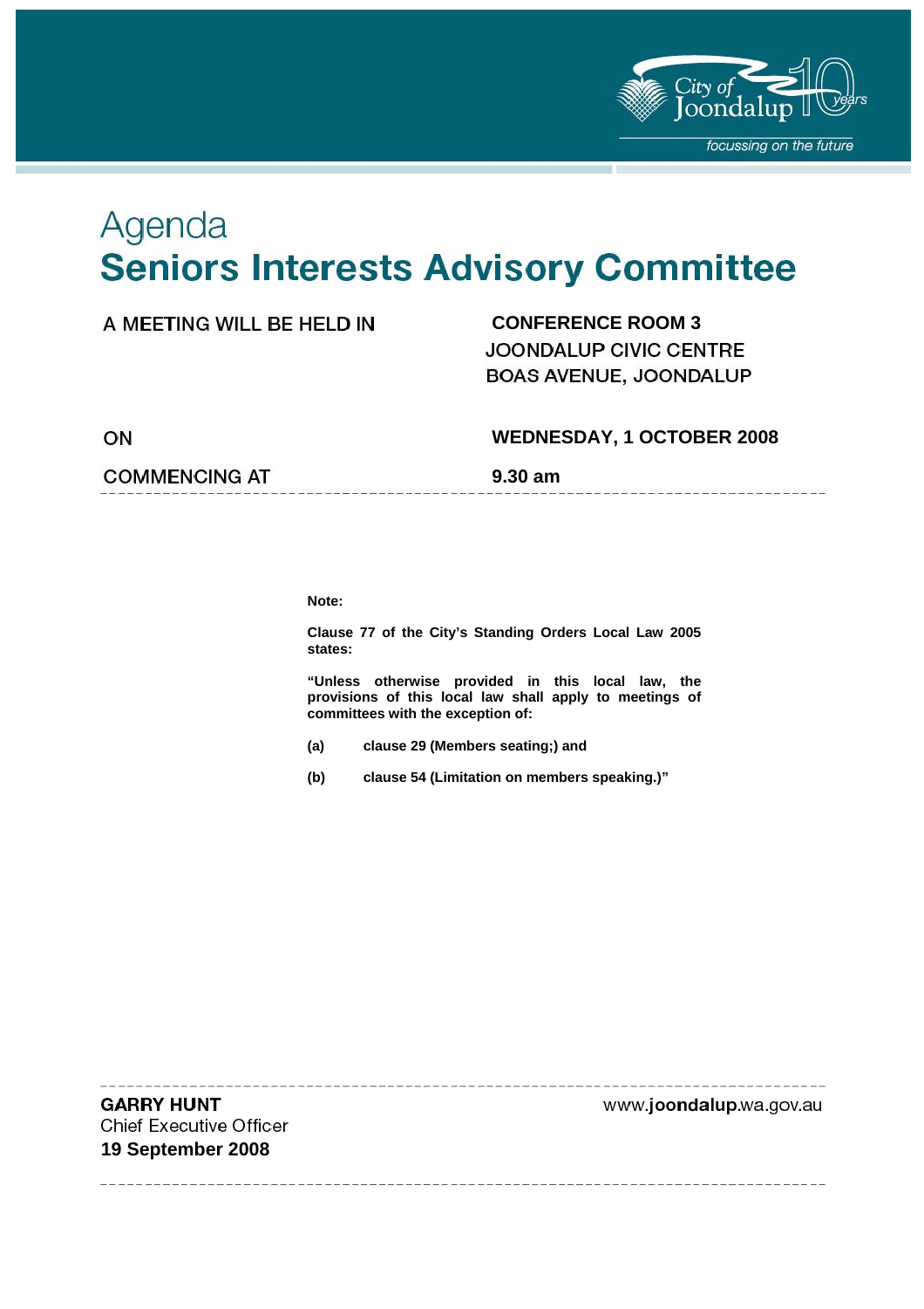# Agenda

# Seniors Interests Advisory Committee

| | |
|---|---|
| A MEETING WILL BE HELD IN | **CONFERENCE ROOM 3**<br>JOONDALUP CIVIC CENTRE<br>BOAS AVENUE, JOONDALUP |
| ON | **WEDNESDAY, 1 OCTOBER 2008** |
| COMMENCING AT | **9.30 am** |

**Note:**

**Clause 77 of the City's Standing Orders Local Law 2005 states:**

**"Unless otherwise provided in this local law, the provisions of this local law shall apply to meetings of committees with the exception of:**

**(a) clause 29 (Members seating;) and**

**(b) clause 54 (Limitation on members speaking.)"**

**GARRY HUNT**
Chief Executive Officer
**19 September 2008**

www.joondalup.wa.gov.au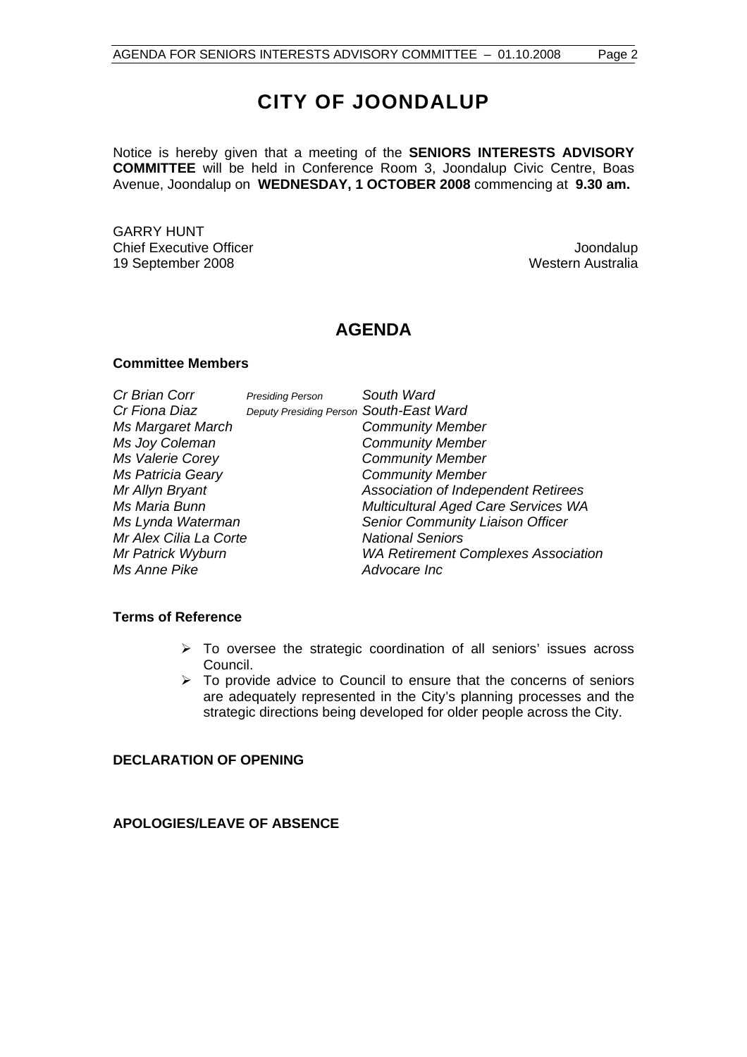# CITY OF JOONDALUP

Notice is hereby given that a meeting of the **SENIORS INTERESTS ADVISORY COMMITTEE** will be held in Conference Room 3, Joondalup Civic Centre, Boas Avenue, Joondalup on **WEDNESDAY, 1 OCTOBER 2008** commencing at **9.30 am.**

GARRY HUNT
Chief Executive Officer
19 September 2008

Joondalup
Western Australia

## AGENDA

### Committee Members

| | | |
|---|---|---|
| *Cr Brian Corr* | *Presiding Person* | *South Ward* |
| *Cr Fiona Diaz* | *Deputy Presiding Person* | *South-East Ward* |
| *Ms Margaret March* | | *Community Member* |
| *Ms Joy Coleman* | | *Community Member* |
| *Ms Valerie Corey* | | *Community Member* |
| *Ms Patricia Geary* | | *Community Member* |
| *Mr Allyn Bryant* | | *Association of Independent Retirees* |
| *Ms Maria Bunn* | | *Multicultural Aged Care Services WA* |
| *Ms Lynda Waterman* | | *Senior Community Liaison Officer* |
| *Mr Alex Cilia La Corte* | | *National Seniors* |
| *Mr Patrick Wyburn* | | *WA Retirement Complexes Association* |
| *Ms Anne Pike* | | *Advocare Inc* |

### Terms of Reference

- To oversee the strategic coordination of all seniors' issues across Council.
- To provide advice to Council to ensure that the concerns of seniors are adequately represented in the City's planning processes and the strategic directions being developed for older people across the City.

### DECLARATION OF OPENING

### APOLOGIES/LEAVE OF ABSENCE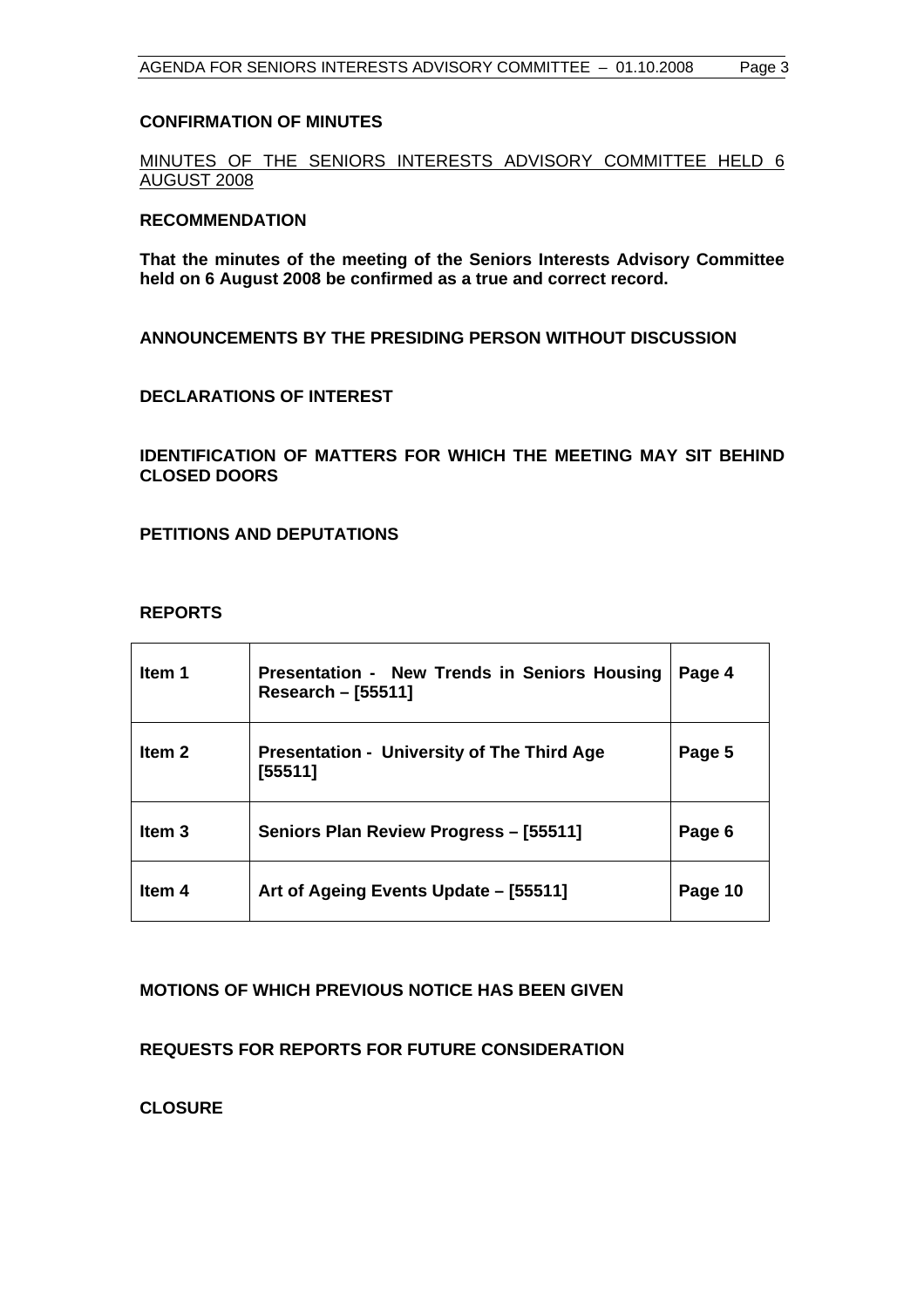## CONFIRMATION OF MINUTES

MINUTES OF THE SENIORS INTERESTS ADVISORY COMMITTEE HELD 6 AUGUST 2008

**RECOMMENDATION**

**That the minutes of the meeting of the Seniors Interests Advisory Committee held on 6 August 2008 be confirmed as a true and correct record.**

## ANNOUNCEMENTS BY THE PRESIDING PERSON WITHOUT DISCUSSION

## DECLARATIONS OF INTEREST

## IDENTIFICATION OF MATTERS FOR WHICH THE MEETING MAY SIT BEHIND CLOSED DOORS

## PETITIONS AND DEPUTATIONS

## REPORTS

| | | |
|---|---|---|
| **Item 1** | **Presentation - New Trends in Seniors Housing Research – [55511]** | **Page 4** |
| **Item 2** | **Presentation - University of The Third Age [55511]** | **Page 5** |
| **Item 3** | **Seniors Plan Review Progress – [55511]** | **Page 6** |
| **Item 4** | **Art of Ageing Events Update – [55511]** | **Page 10** |

## MOTIONS OF WHICH PREVIOUS NOTICE HAS BEEN GIVEN

## REQUESTS FOR REPORTS FOR FUTURE CONSIDERATION

## CLOSURE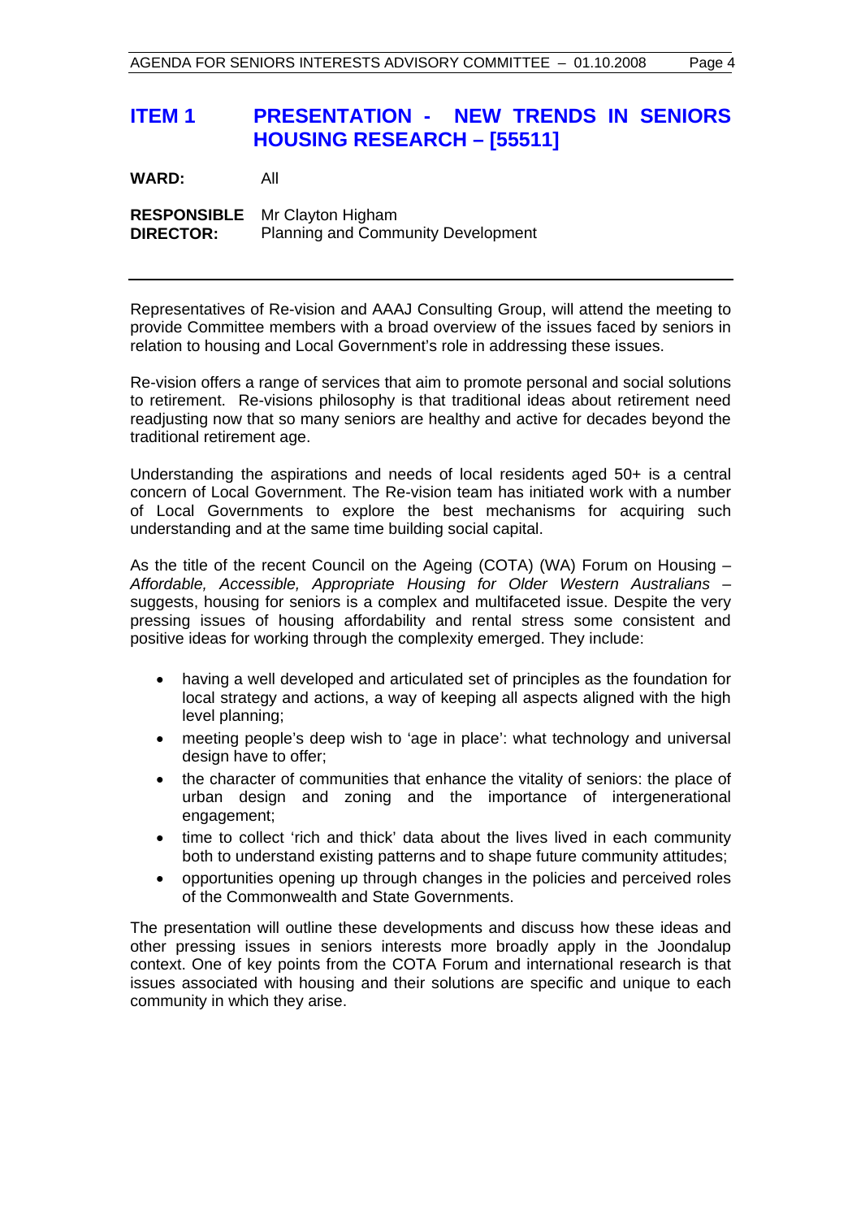## ITEM 1 PRESENTATION - NEW TRENDS IN SENIORS HOUSING RESEARCH – [55511]

**WARD:** All

**RESPONSIBLE DIRECTOR:** Mr Clayton Higham
Planning and Community Development

---

Representatives of Re-vision and AAAJ Consulting Group, will attend the meeting to provide Committee members with a broad overview of the issues faced by seniors in relation to housing and Local Government's role in addressing these issues.

Re-vision offers a range of services that aim to promote personal and social solutions to retirement. Re-visions philosophy is that traditional ideas about retirement need readjusting now that so many seniors are healthy and active for decades beyond the traditional retirement age.

Understanding the aspirations and needs of local residents aged 50+ is a central concern of Local Government. The Re-vision team has initiated work with a number of Local Governments to explore the best mechanisms for acquiring such understanding and at the same time building social capital.

As the title of the recent Council on the Ageing (COTA) (WA) Forum on Housing – *Affordable, Accessible, Appropriate Housing for Older Western Australians* – suggests, housing for seniors is a complex and multifaceted issue. Despite the very pressing issues of housing affordability and rental stress some consistent and positive ideas for working through the complexity emerged. They include:

- having a well developed and articulated set of principles as the foundation for local strategy and actions, a way of keeping all aspects aligned with the high level planning;
- meeting people's deep wish to 'age in place': what technology and universal design have to offer;
- the character of communities that enhance the vitality of seniors: the place of urban design and zoning and the importance of intergenerational engagement;
- time to collect 'rich and thick' data about the lives lived in each community both to understand existing patterns and to shape future community attitudes;
- opportunities opening up through changes in the policies and perceived roles of the Commonwealth and State Governments.

The presentation will outline these developments and discuss how these ideas and other pressing issues in seniors interests more broadly apply in the Joondalup context. One of key points from the COTA Forum and international research is that issues associated with housing and their solutions are specific and unique to each community in which they arise.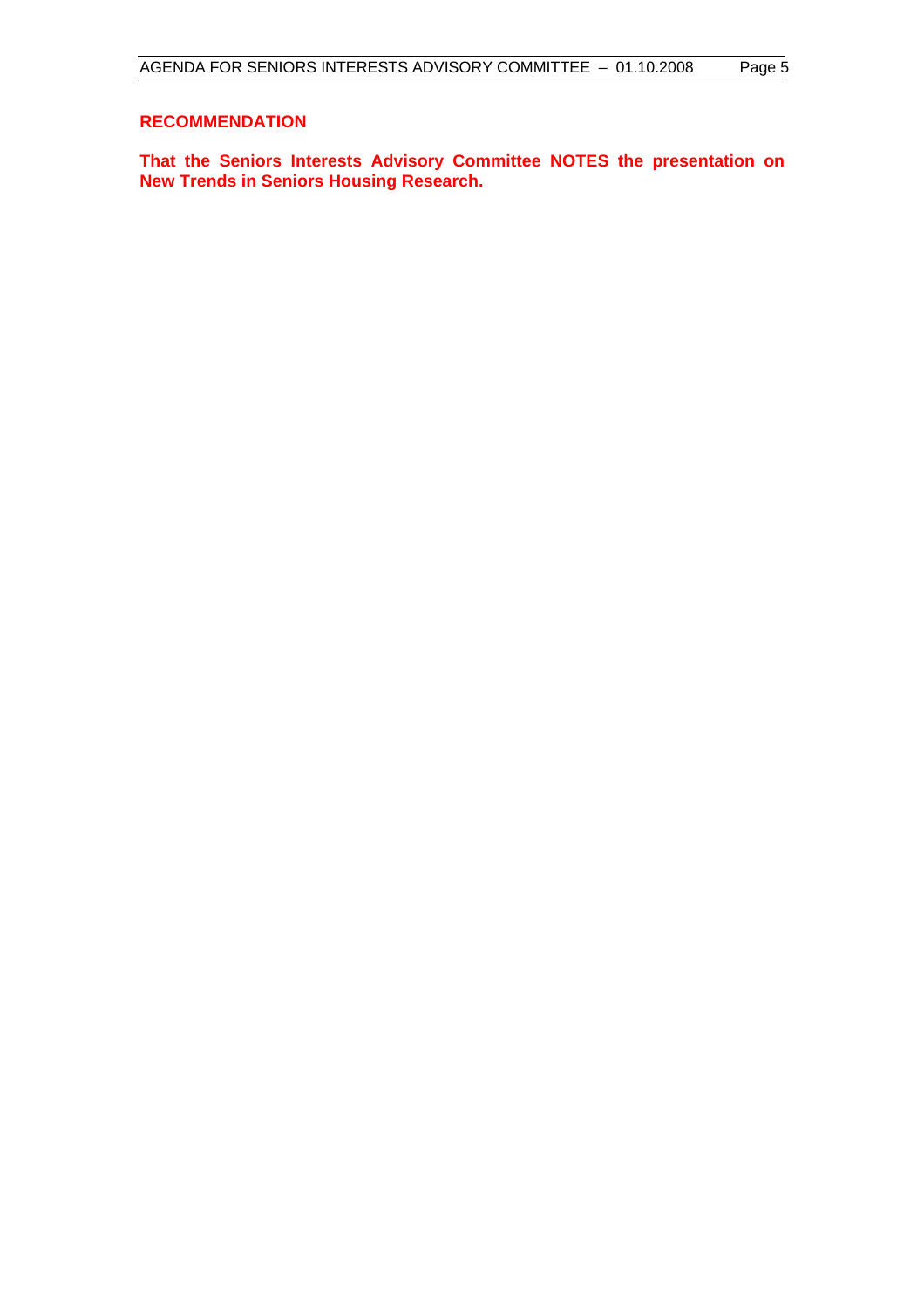**RECOMMENDATION**

**That the Seniors Interests Advisory Committee NOTES the presentation on New Trends in Seniors Housing Research.**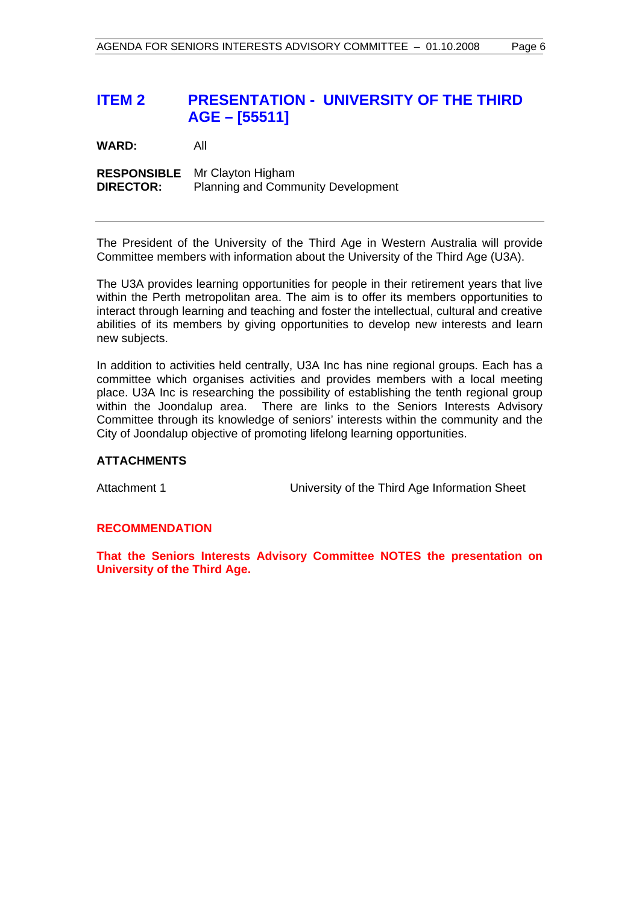## ITEM 2 PRESENTATION - UNIVERSITY OF THE THIRD AGE – [55511]

**WARD:** All

**RESPONSIBLE DIRECTOR:** Mr Clayton Higham
Planning and Community Development

---

The President of the University of the Third Age in Western Australia will provide Committee members with information about the University of the Third Age (U3A).

The U3A provides learning opportunities for people in their retirement years that live within the Perth metropolitan area. The aim is to offer its members opportunities to interact through learning and teaching and foster the intellectual, cultural and creative abilities of its members by giving opportunities to develop new interests and learn new subjects.

In addition to activities held centrally, U3A Inc has nine regional groups. Each has a committee which organises activities and provides members with a local meeting place. U3A Inc is researching the possibility of establishing the tenth regional group within the Joondalup area. There are links to the Seniors Interests Advisory Committee through its knowledge of seniors' interests within the community and the City of Joondalup objective of promoting lifelong learning opportunities.

### ATTACHMENTS

Attachment 1 University of the Third Age Information Sheet

### RECOMMENDATION

**That the Seniors Interests Advisory Committee NOTES the presentation on University of the Third Age.**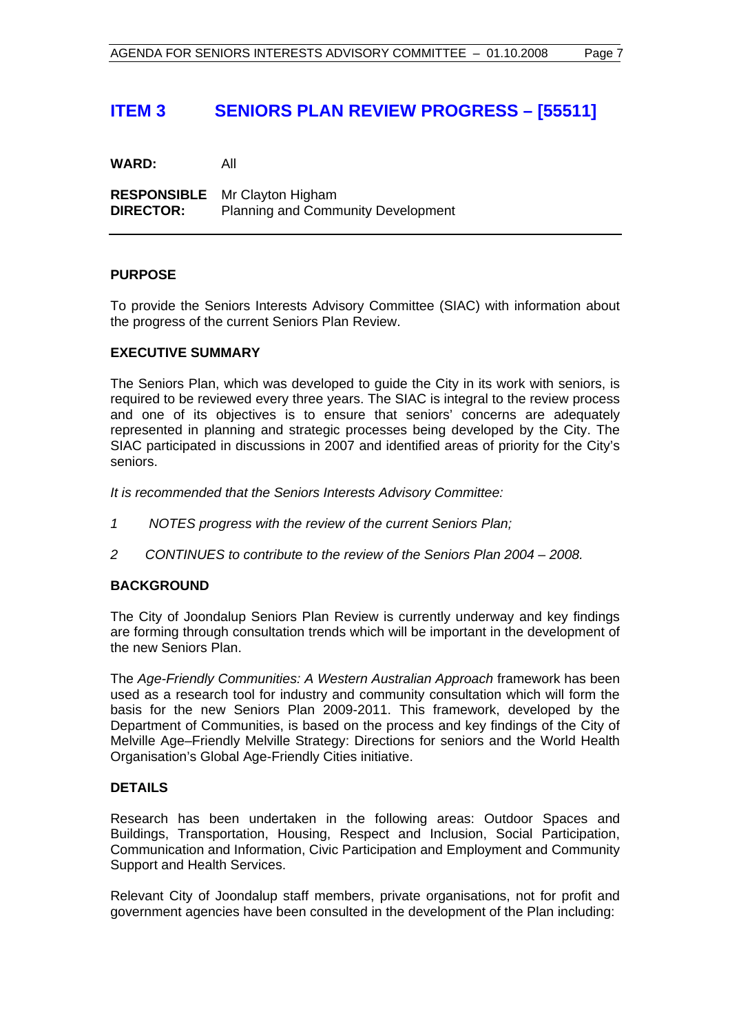## ITEM 3 SENIORS PLAN REVIEW PROGRESS – [55511]

**WARD:** All

**RESPONSIBLE DIRECTOR:** Mr Clayton Higham
Planning and Community Development

---

### PURPOSE

To provide the Seniors Interests Advisory Committee (SIAC) with information about the progress of the current Seniors Plan Review.

### EXECUTIVE SUMMARY

The Seniors Plan, which was developed to guide the City in its work with seniors, is required to be reviewed every three years. The SIAC is integral to the review process and one of its objectives is to ensure that seniors' concerns are adequately represented in planning and strategic processes being developed by the City. The SIAC participated in discussions in 2007 and identified areas of priority for the City's seniors.

*It is recommended that the Seniors Interests Advisory Committee:*

*1 NOTES progress with the review of the current Seniors Plan;*

*2 CONTINUES to contribute to the review of the Seniors Plan 2004 – 2008.*

### BACKGROUND

The City of Joondalup Seniors Plan Review is currently underway and key findings are forming through consultation trends which will be important in the development of the new Seniors Plan.

The *Age-Friendly Communities: A Western Australian Approach* framework has been used as a research tool for industry and community consultation which will form the basis for the new Seniors Plan 2009-2011. This framework, developed by the Department of Communities, is based on the process and key findings of the City of Melville Age–Friendly Melville Strategy: Directions for seniors and the World Health Organisation's Global Age-Friendly Cities initiative.

### DETAILS

Research has been undertaken in the following areas: Outdoor Spaces and Buildings, Transportation, Housing, Respect and Inclusion, Social Participation, Communication and Information, Civic Participation and Employment and Community Support and Health Services.

Relevant City of Joondalup staff members, private organisations, not for profit and government agencies have been consulted in the development of the Plan including: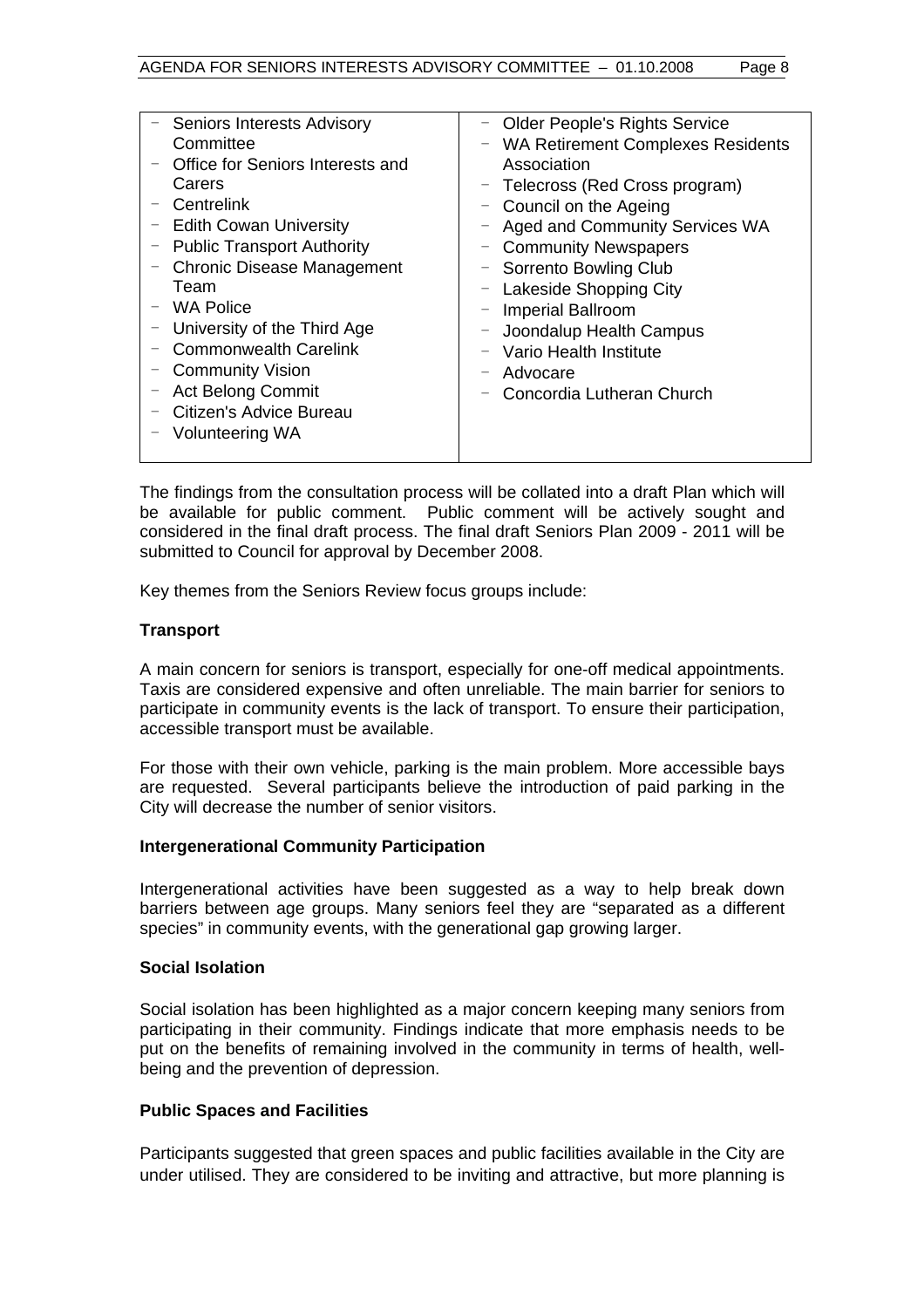| | |
|---|---|
| - Seniors Interests Advisory Committee<br>- Office for Seniors Interests and Carers<br>- Centrelink<br>- Edith Cowan University<br>- Public Transport Authority<br>- Chronic Disease Management Team<br>- WA Police<br>- University of the Third Age<br>- Commonwealth Carelink<br>- Community Vision<br>- Act Belong Commit<br>- Citizen's Advice Bureau<br>- Volunteering WA | - Older People's Rights Service<br>- WA Retirement Complexes Residents Association<br>- Telecross (Red Cross program)<br>- Council on the Ageing<br>- Aged and Community Services WA<br>- Community Newspapers<br>- Sorrento Bowling Club<br>- Lakeside Shopping City<br>- Imperial Ballroom<br>- Joondalup Health Campus<br>- Vario Health Institute<br>- Advocare<br>- Concordia Lutheran Church |

The findings from the consultation process will be collated into a draft Plan which will be available for public comment. Public comment will be actively sought and considered in the final draft process. The final draft Seniors Plan 2009 - 2011 will be submitted to Council for approval by December 2008.

Key themes from the Seniors Review focus groups include:

**Transport**

A main concern for seniors is transport, especially for one-off medical appointments. Taxis are considered expensive and often unreliable. The main barrier for seniors to participate in community events is the lack of transport. To ensure their participation, accessible transport must be available.

For those with their own vehicle, parking is the main problem. More accessible bays are requested. Several participants believe the introduction of paid parking in the City will decrease the number of senior visitors.

**Intergenerational Community Participation**

Intergenerational activities have been suggested as a way to help break down barriers between age groups. Many seniors feel they are "separated as a different species" in community events, with the generational gap growing larger.

**Social Isolation**

Social isolation has been highlighted as a major concern keeping many seniors from participating in their community. Findings indicate that more emphasis needs to be put on the benefits of remaining involved in the community in terms of health, well-being and the prevention of depression.

**Public Spaces and Facilities**

Participants suggested that green spaces and public facilities available in the City are under utilised. They are considered to be inviting and attractive, but more planning is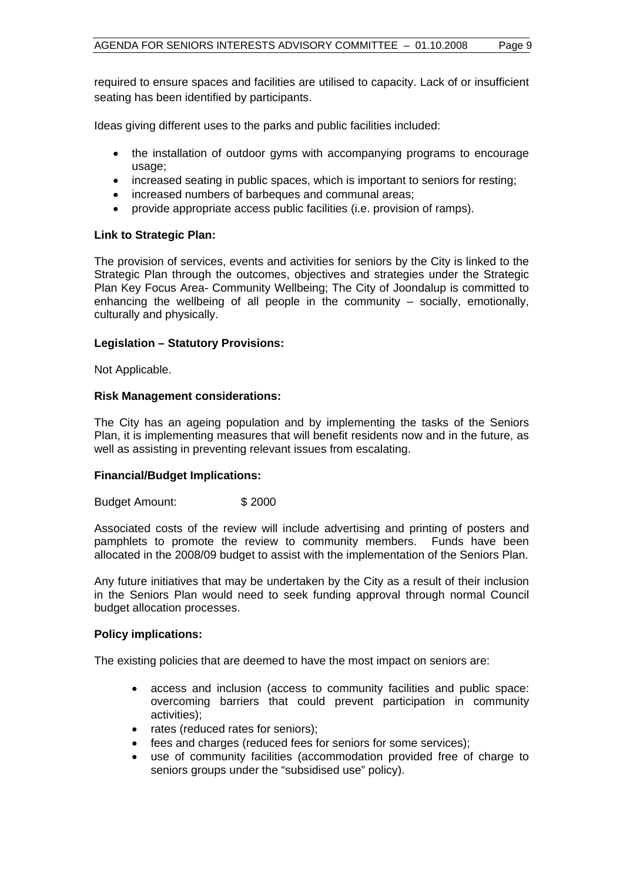required to ensure spaces and facilities are utilised to capacity. Lack of or insufficient seating has been identified by participants.

Ideas giving different uses to the parks and public facilities included:

- the installation of outdoor gyms with accompanying programs to encourage usage;
- increased seating in public spaces, which is important to seniors for resting;
- increased numbers of barbeques and communal areas;
- provide appropriate access public facilities (i.e. provision of ramps).

**Link to Strategic Plan:**

The provision of services, events and activities for seniors by the City is linked to the Strategic Plan through the outcomes, objectives and strategies under the Strategic Plan Key Focus Area- Community Wellbeing; The City of Joondalup is committed to enhancing the wellbeing of all people in the community – socially, emotionally, culturally and physically.

**Legislation – Statutory Provisions:**

Not Applicable.

**Risk Management considerations:**

The City has an ageing population and by implementing the tasks of the Seniors Plan, it is implementing measures that will benefit residents now and in the future, as well as assisting in preventing relevant issues from escalating.

**Financial/Budget Implications:**

Budget Amount: $ 2000

Associated costs of the review will include advertising and printing of posters and pamphlets to promote the review to community members. Funds have been allocated in the 2008/09 budget to assist with the implementation of the Seniors Plan.

Any future initiatives that may be undertaken by the City as a result of their inclusion in the Seniors Plan would need to seek funding approval through normal Council budget allocation processes.

**Policy implications:**

The existing policies that are deemed to have the most impact on seniors are:

- access and inclusion (access to community facilities and public space: overcoming barriers that could prevent participation in community activities);
- rates (reduced rates for seniors);
- fees and charges (reduced fees for seniors for some services);
- use of community facilities (accommodation provided free of charge to seniors groups under the "subsidised use" policy).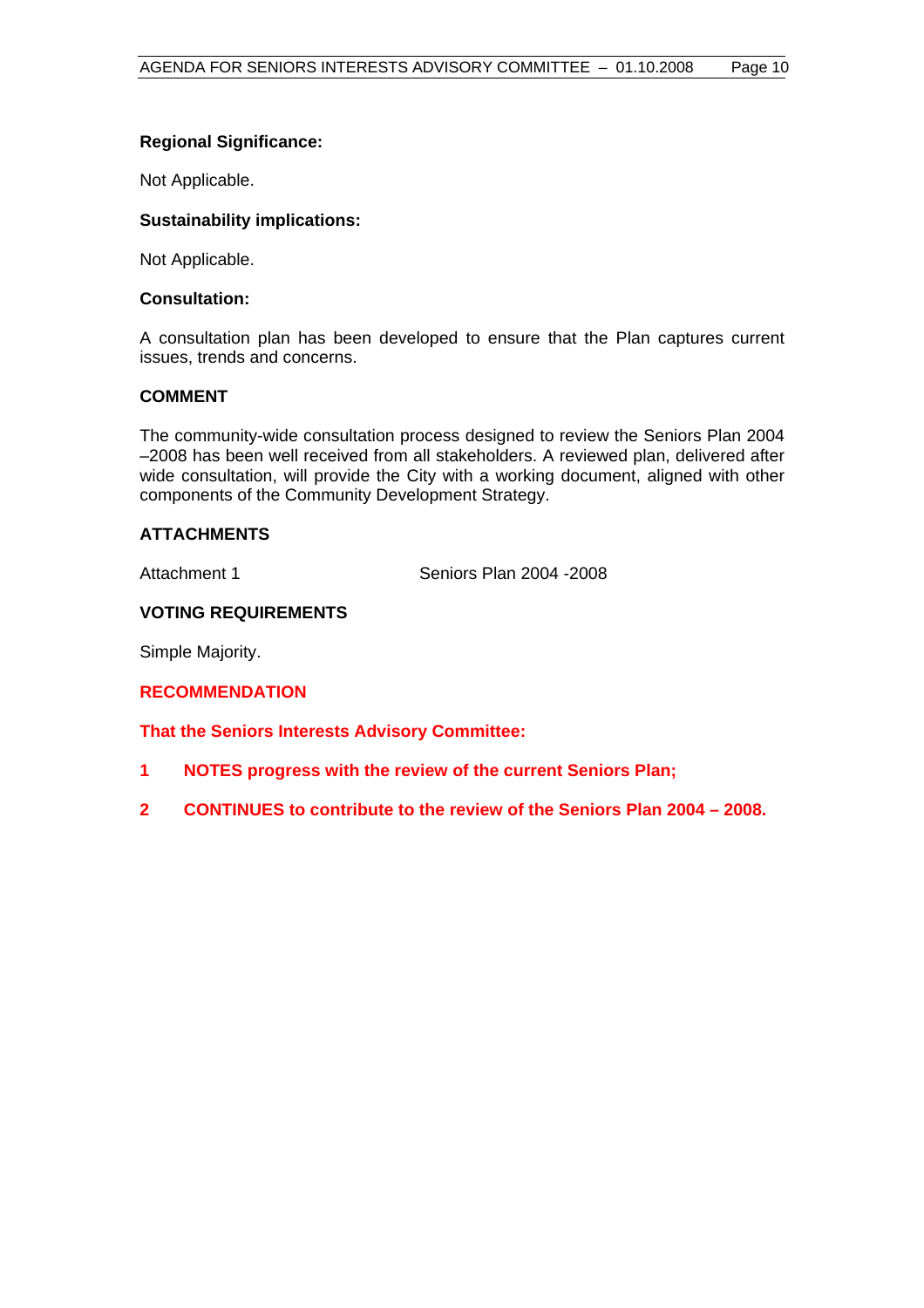**Regional Significance:**

Not Applicable.

**Sustainability implications:**

Not Applicable.

**Consultation:**

A consultation plan has been developed to ensure that the Plan captures current issues, trends and concerns.

## COMMENT

The community-wide consultation process designed to review the Seniors Plan 2004 –2008 has been well received from all stakeholders. A reviewed plan, delivered after wide consultation, will provide the City with a working document, aligned with other components of the Community Development Strategy.

## ATTACHMENTS

Attachment 1 Seniors Plan 2004 -2008

## VOTING REQUIREMENTS

Simple Majority.

## RECOMMENDATION

**That the Seniors Interests Advisory Committee:**

1. **NOTES progress with the review of the current Seniors Plan;**
2. **CONTINUES to contribute to the review of the Seniors Plan 2004 – 2008.**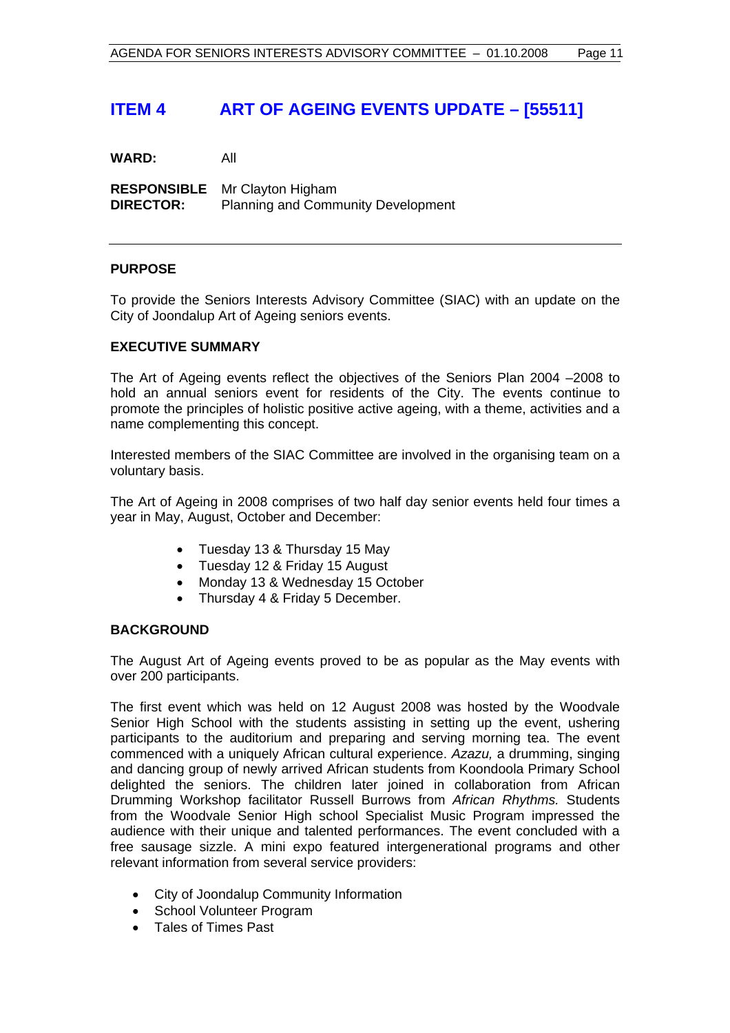## ITEM 4 ART OF AGEING EVENTS UPDATE – [55511]

**WARD:** All

**RESPONSIBLE DIRECTOR:** Mr Clayton Higham
Planning and Community Development

---

**PURPOSE**

To provide the Seniors Interests Advisory Committee (SIAC) with an update on the City of Joondalup Art of Ageing seniors events.

**EXECUTIVE SUMMARY**

The Art of Ageing events reflect the objectives of the Seniors Plan 2004 –2008 to hold an annual seniors event for residents of the City. The events continue to promote the principles of holistic positive active ageing, with a theme, activities and a name complementing this concept.

Interested members of the SIAC Committee are involved in the organising team on a voluntary basis.

The Art of Ageing in 2008 comprises of two half day senior events held four times a year in May, August, October and December:

- Tuesday 13 & Thursday 15 May
- Tuesday 12 & Friday 15 August
- Monday 13 & Wednesday 15 October
- Thursday 4 & Friday 5 December.

**BACKGROUND**

The August Art of Ageing events proved to be as popular as the May events with over 200 participants.

The first event which was held on 12 August 2008 was hosted by the Woodvale Senior High School with the students assisting in setting up the event, ushering participants to the auditorium and preparing and serving morning tea. The event commenced with a uniquely African cultural experience. *Azazu,* a drumming, singing and dancing group of newly arrived African students from Koondoola Primary School delighted the seniors. The children later joined in collaboration from African Drumming Workshop facilitator Russell Burrows from *African Rhythms.* Students from the Woodvale Senior High school Specialist Music Program impressed the audience with their unique and talented performances. The event concluded with a free sausage sizzle. A mini expo featured intergenerational programs and other relevant information from several service providers:

- City of Joondalup Community Information
- School Volunteer Program
- Tales of Times Past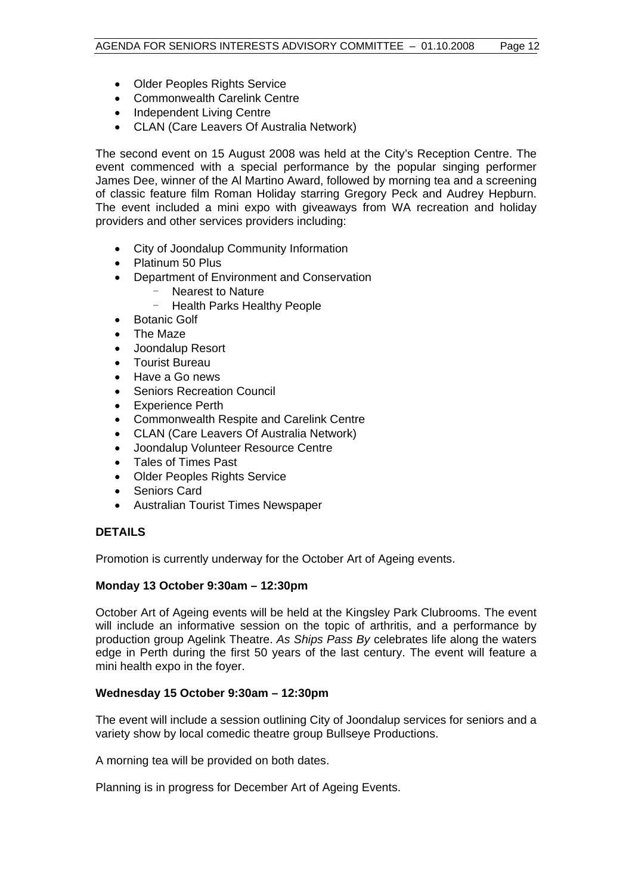- Older Peoples Rights Service
- Commonwealth Carelink Centre
- Independent Living Centre
- CLAN (Care Leavers Of Australia Network)

The second event on 15 August 2008 was held at the City's Reception Centre. The event commenced with a special performance by the popular singing performer James Dee, winner of the Al Martino Award, followed by morning tea and a screening of classic feature film Roman Holiday starring Gregory Peck and Audrey Hepburn. The event included a mini expo with giveaways from WA recreation and holiday providers and other services providers including:

- City of Joondalup Community Information
- Platinum 50 Plus
- Department of Environment and Conservation
  - Nearest to Nature
  - Health Parks Healthy People
- Botanic Golf
- The Maze
- Joondalup Resort
- Tourist Bureau
- Have a Go news
- Seniors Recreation Council
- Experience Perth
- Commonwealth Respite and Carelink Centre
- CLAN (Care Leavers Of Australia Network)
- Joondalup Volunteer Resource Centre
- Tales of Times Past
- Older Peoples Rights Service
- Seniors Card
- Australian Tourist Times Newspaper

**DETAILS**

Promotion is currently underway for the October Art of Ageing events.

**Monday 13 October 9:30am – 12:30pm**

October Art of Ageing events will be held at the Kingsley Park Clubrooms. The event will include an informative session on the topic of arthritis, and a performance by production group Agelink Theatre. *As Ships Pass By* celebrates life along the waters edge in Perth during the first 50 years of the last century. The event will feature a mini health expo in the foyer.

**Wednesday 15 October 9:30am – 12:30pm**

The event will include a session outlining City of Joondalup services for seniors and a variety show by local comedic theatre group Bullseye Productions.

A morning tea will be provided on both dates.

Planning is in progress for December Art of Ageing Events.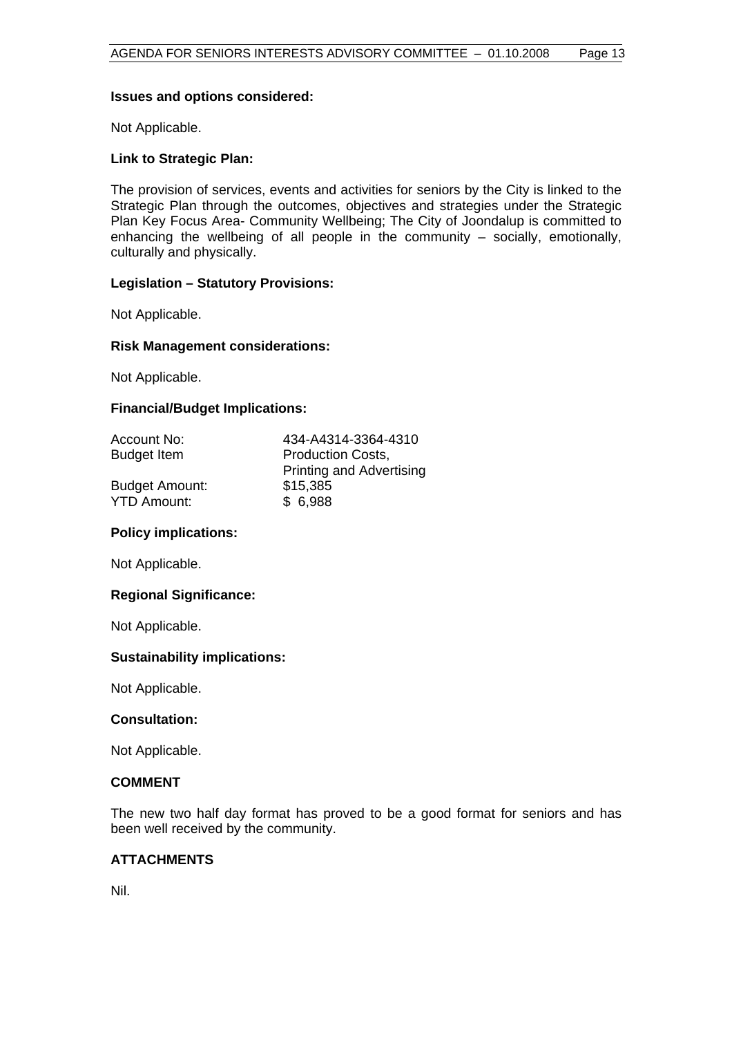**Issues and options considered:**

Not Applicable.

**Link to Strategic Plan:**

The provision of services, events and activities for seniors by the City is linked to the Strategic Plan through the outcomes, objectives and strategies under the Strategic Plan Key Focus Area- Community Wellbeing; The City of Joondalup is committed to enhancing the wellbeing of all people in the community – socially, emotionally, culturally and physically.

**Legislation – Statutory Provisions:**

Not Applicable.

**Risk Management considerations:**

Not Applicable.

**Financial/Budget Implications:**

| | |
|---|---|
| Account No: | 434-A4314-3364-4310 |
| Budget Item | Production Costs, Printing and Advertising |
| Budget Amount: | $15,385 |
| YTD Amount: | $ 6,988 |

**Policy implications:**

Not Applicable.

**Regional Significance:**

Not Applicable.

**Sustainability implications:**

Not Applicable.

**Consultation:**

Not Applicable.

**COMMENT**

The new two half day format has proved to be a good format for seniors and has been well received by the community.

**ATTACHMENTS**

Nil.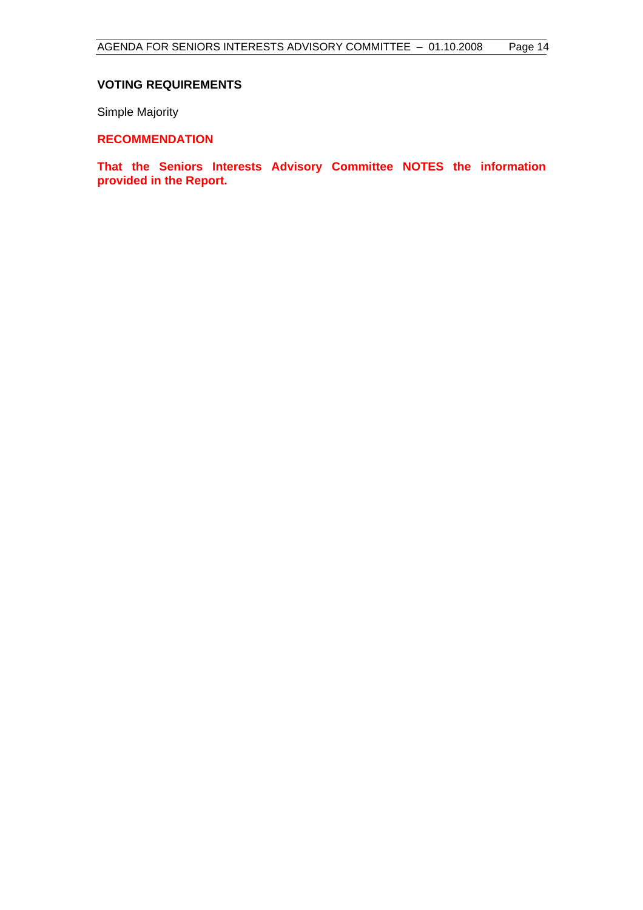**VOTING REQUIREMENTS**

Simple Majority

**RECOMMENDATION**

**That the Seniors Interests Advisory Committee NOTES the information provided in the Report.**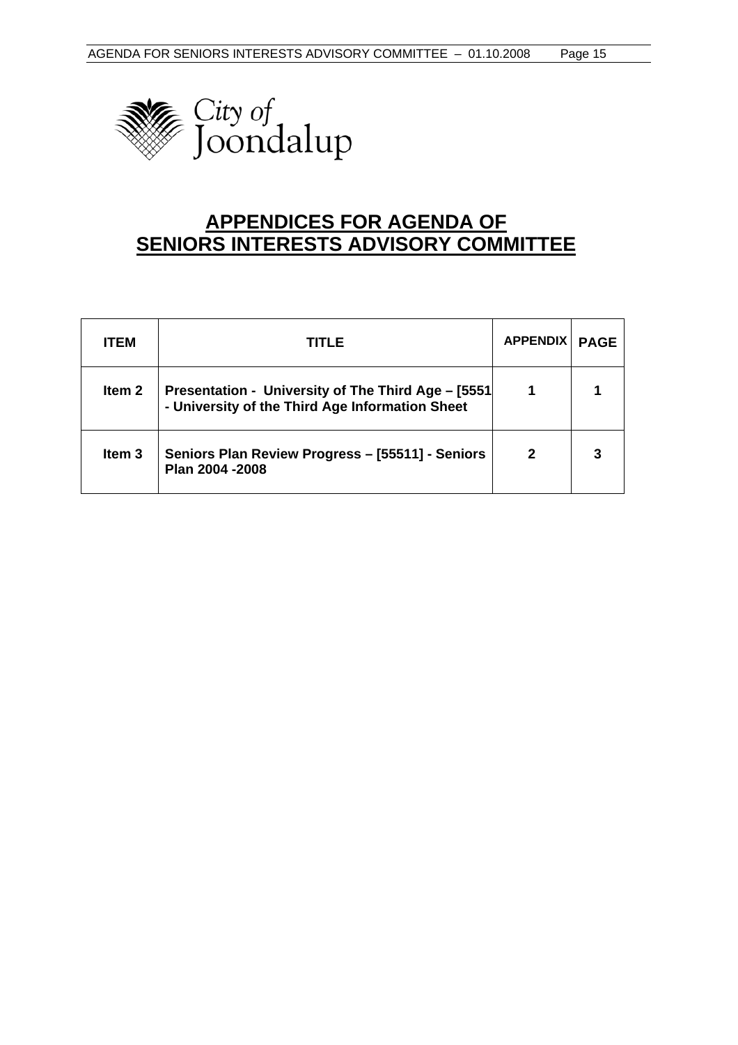City of Joondalup

# APPENDICES FOR AGENDA OF SENIORS INTERESTS ADVISORY COMMITTEE

| ITEM | TITLE | APPENDIX | PAGE |
|---|---|---|---|
| Item 2 | Presentation - University of The Third Age – [5551 - University of the Third Age Information Sheet | 1 | 1 |
| Item 3 | Seniors Plan Review Progress – [55511] - Seniors Plan 2004 -2008 | 2 | 3 |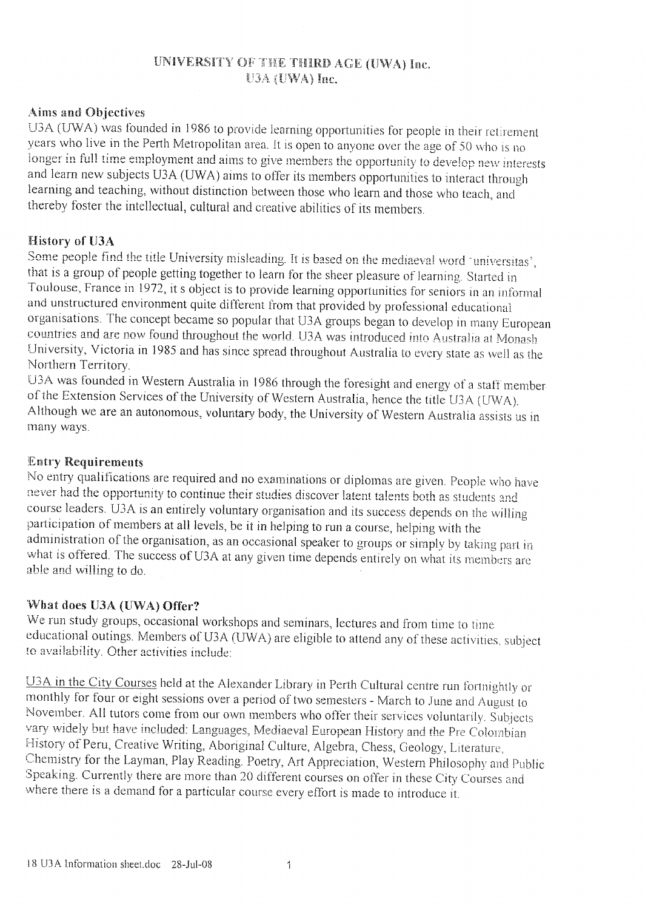# UNIVERSITY OF THE THIRD AGE (UWA) Inc.
## U3A (UWA) Inc.

### Aims and Objectives

U3A (UWA) was founded in 1986 to provide learning opportunities for people in their retirement years who live in the Perth Metropolitan area. It is open to anyone over the age of 50 who is no longer in full time employment and aims to give members the opportunity to develop new interests and learn new subjects U3A (UWA) aims to offer its members opportunities to interact through learning and teaching, without distinction between those who learn and those who teach, and thereby foster the intellectual, cultural and creative abilities of its members.

### History of U3A

Some people find the title University misleading. It is based on the mediaeval word 'universitas', that is a group of people getting together to learn for the sheer pleasure of learning. Started in Toulouse, France in 1972, it s object is to provide learning opportunities for seniors in an informal and unstructured environment quite different from that provided by professional educational organisations. The concept became so popular that U3A groups began to develop in many European countries and are now found throughout the world. U3A was introduced into Australia at Monash University, Victoria in 1985 and has since spread throughout Australia to every state as well as the Northern Territory.

U3A was founded in Western Australia in 1986 through the foresight and energy of a staff member of the Extension Services of the University of Western Australia, hence the title U3A (UWA). Although we are an autonomous, voluntary body, the University of Western Australia assists us in many ways.

### Entry Requirements

No entry qualifications are required and no examinations or diplomas are given. People who have never had the opportunity to continue their studies discover latent talents both as students and course leaders. U3A is an entirely voluntary organisation and its success depends on the willing participation of members at all levels, be it in helping to run a course, helping with the administration of the organisation, as an occasional speaker to groups or simply by taking part in what is offered. The success of U3A at any given time depends entirely on what its members are able and willing to do.

### What does U3A (UWA) Offer?

We run study groups, occasional workshops and seminars, lectures and from time to time educational outings. Members of U3A (UWA) are eligible to attend any of these activities, subject to availability. Other activities include:

U3A in the City Courses held at the Alexander Library in Perth Cultural centre run fortnightly or monthly for four or eight sessions over a period of two semesters - March to June and August to November. All tutors come from our own members who offer their services voluntarily. Subjects vary widely but have included: Languages, Mediaeval European History and the Pre Colombian History of Peru, Creative Writing, Aboriginal Culture, Algebra, Chess, Geology, Literature, Chemistry for the Layman, Play Reading. Poetry, Art Appreciation, Western Philosophy and Public Speaking. Currently there are more than 20 different courses on offer in these City Courses and where there is a demand for a particular course every effort is made to introduce it.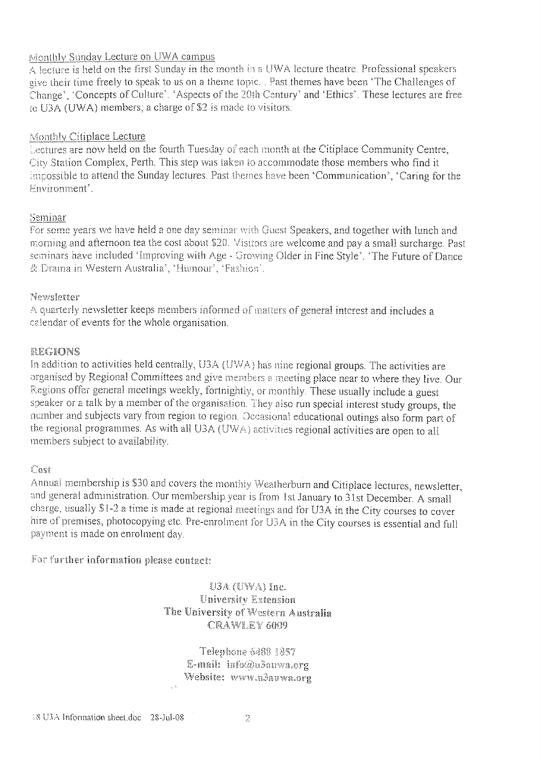Monthly Sunday Lecture on UWA campus

A lecture is held on the first Sunday in the month in a UWA lecture theatre. Professional speakers give their time freely to speak to us on a theme topic. . Past themes have been 'The Challenges of Change', 'Concepts of Culture', 'Aspects of the 20th Century' and 'Ethics'. These lectures are free to U3A (UWA) members; a charge of $2 is made to visitors.

Monthly Citiplace Lecture

Lectures are now held on the fourth Tuesday of each month at the Citiplace Community Centre, City Station Complex, Perth. This step was taken to accommodate those members who find it impossible to attend the Sunday lectures. Past themes have been 'Communication', 'Caring for the Environment'.

Seminar

For some years we have held a one day seminar with Guest Speakers, and together with lunch and morning and afternoon tea the cost about $20. Visitors are welcome and pay a small surcharge. Past seminars have included 'Improving with Age - Growing Older in Fine Style', 'The Future of Dance & Drama in Western Australia', 'Humour', 'Fashion'.

Newsletter

A quarterly newsletter keeps members informed of matters of general interest and includes a calendar of events for the whole organisation.

## REGIONS

In addition to activities held centrally, U3A (UWA) has nine regional groups. The activities are organised by Regional Committees and give members a meeting place near to where they live. Our Regions offer general meetings weekly, fortnightly, or monthly. These usually include a guest speaker or a talk by a member of the organisation. They also run special interest study groups, the number and subjects vary from region to region. Occasional educational outings also form part of the regional programmes. As with all U3A (UWA) activities regional activities are open to all members subject to availability.

Cost

Annual membership is $30 and covers the monthly Weatherburn and Citiplace lectures, newsletter, and general administration. Our membership year is from 1st January to 31st December. A small charge, usually $1-2 a time is made at regional meetings and for U3A in the City courses to cover hire of premises, photocopying etc. Pre-enrolment for U3A in the City courses is essential and full payment is made on enrolment day.

**For further information please contact:**

**U3A (UWA) Inc.**
**University Extension**
**The University of Western Australia**
**CRAWLEY 6009**

**Telephone 6488 1857**
**E-mail: info@u3auwa.org**
**Website: www.u3auwa.org**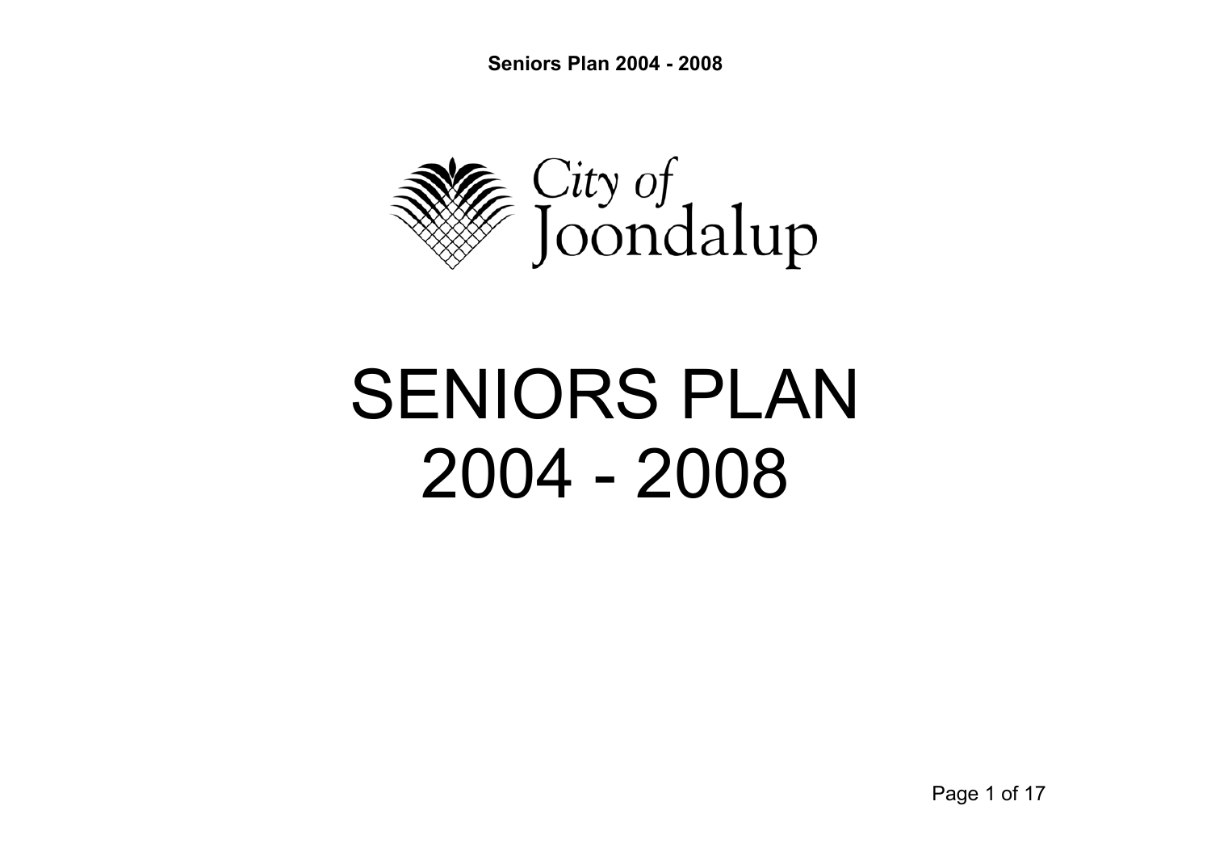City of Joondalup

# SENIORS PLAN 2004 - 2008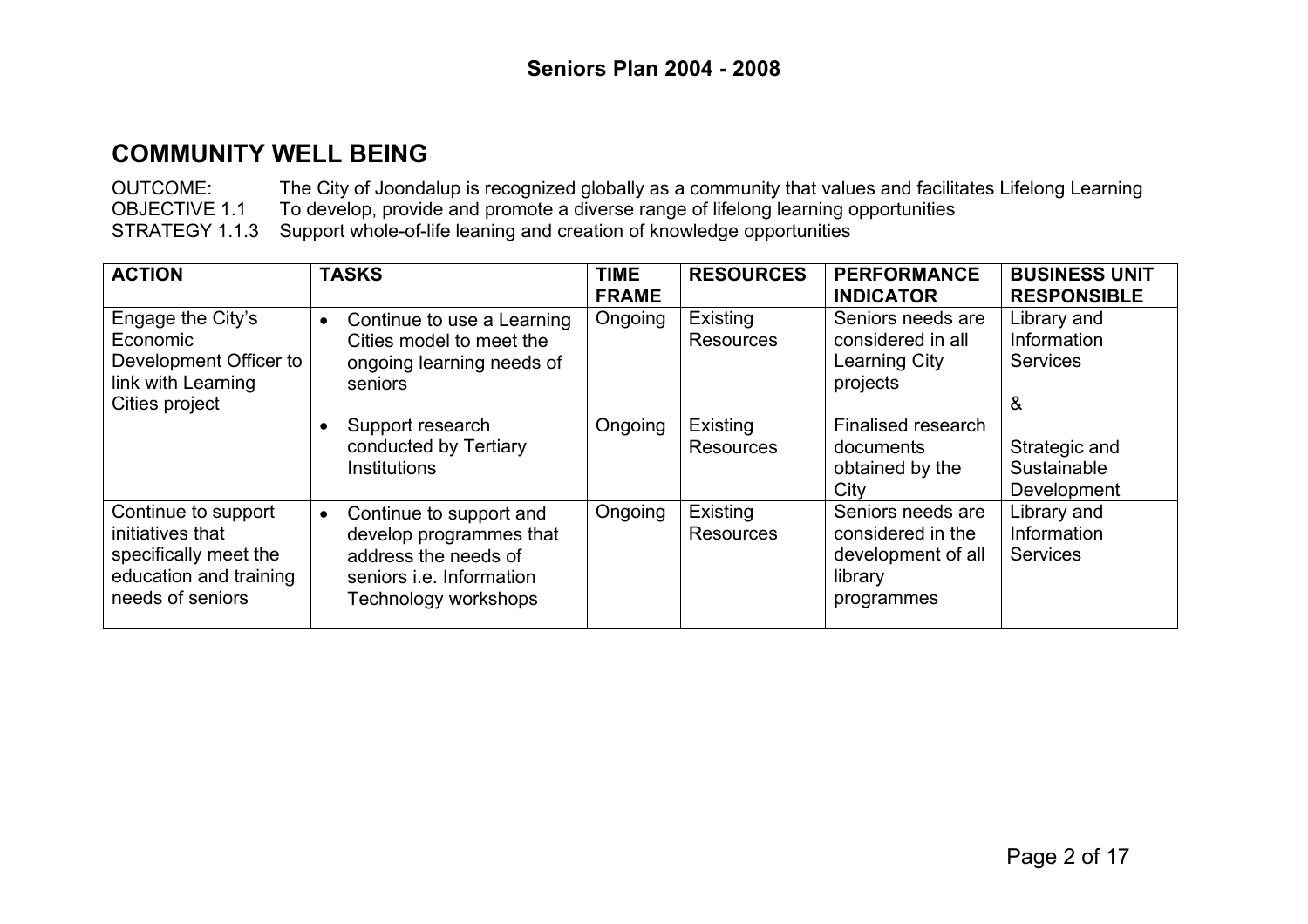# COMMUNITY WELL BEING

OUTCOME: The City of Joondalup is recognized globally as a community that values and facilitates Lifelong Learning
OBJECTIVE 1.1 To develop, provide and promote a diverse range of lifelong learning opportunities
STRATEGY 1.1.3 Support whole-of-life leaning and creation of knowledge opportunities

| ACTION | TASKS | TIME FRAME | RESOURCES | PERFORMANCE INDICATOR | BUSINESS UNIT RESPONSIBLE |
|---|---|---|---|---|---|
| Engage the City's Economic Development Officer to link with Learning Cities project | • Continue to use a Learning Cities model to meet the ongoing learning needs of seniors | Ongoing | Existing Resources | Seniors needs are considered in all Learning City projects | Library and Information Services & Strategic and Sustainable Development |
| | • Support research conducted by Tertiary Institutions | Ongoing | Existing Resources | Finalised research documents obtained by the City | |
| Continue to support initiatives that specifically meet the education and training needs of seniors | • Continue to support and develop programmes that address the needs of seniors i.e. Information Technology workshops | Ongoing | Existing Resources | Seniors needs are considered in the development of all library programmes | Library and Information Services |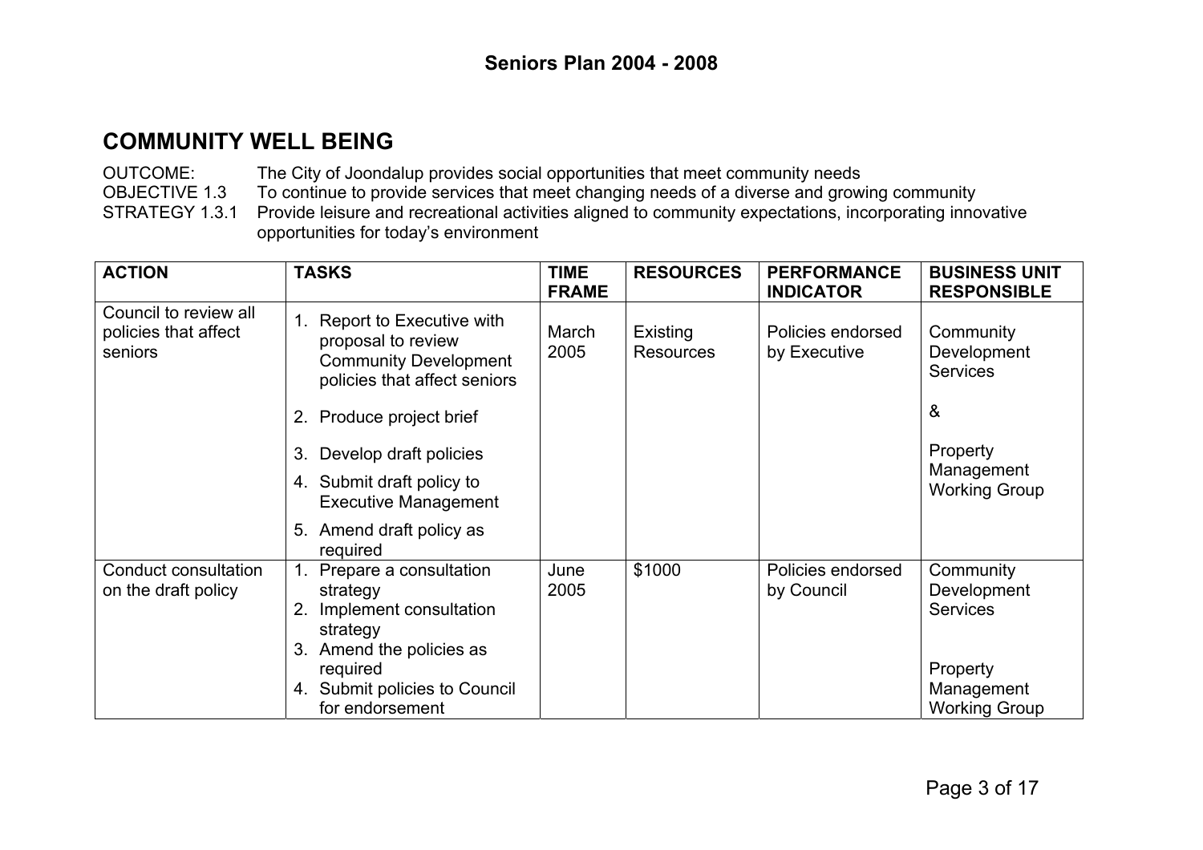## COMMUNITY WELL BEING

OUTCOME: The City of Joondalup provides social opportunities that meet community needs
OBJECTIVE 1.3 To continue to provide services that meet changing needs of a diverse and growing community
STRATEGY 1.3.1 Provide leisure and recreational activities aligned to community expectations, incorporating innovative opportunities for today's environment

| ACTION | TASKS | TIME FRAME | RESOURCES | PERFORMANCE INDICATOR | BUSINESS UNIT RESPONSIBLE |
|---|---|---|---|---|---|
| Council to review all policies that affect seniors | 1. Report to Executive with proposal to review Community Development policies that affect seniors<br>2. Produce project brief<br>3. Develop draft policies<br>4. Submit draft policy to Executive Management<br>5. Amend draft policy as required | March 2005 | Existing Resources | Policies endorsed by Executive | Community Development Services<br>&<br>Property Management Working Group |
| Conduct consultation on the draft policy | 1. Prepare a consultation strategy<br>2. Implement consultation strategy<br>3. Amend the policies as required<br>4. Submit policies to Council for endorsement | June 2005 | $1000 | Policies endorsed by Council | Community Development Services<br>Property Management Working Group |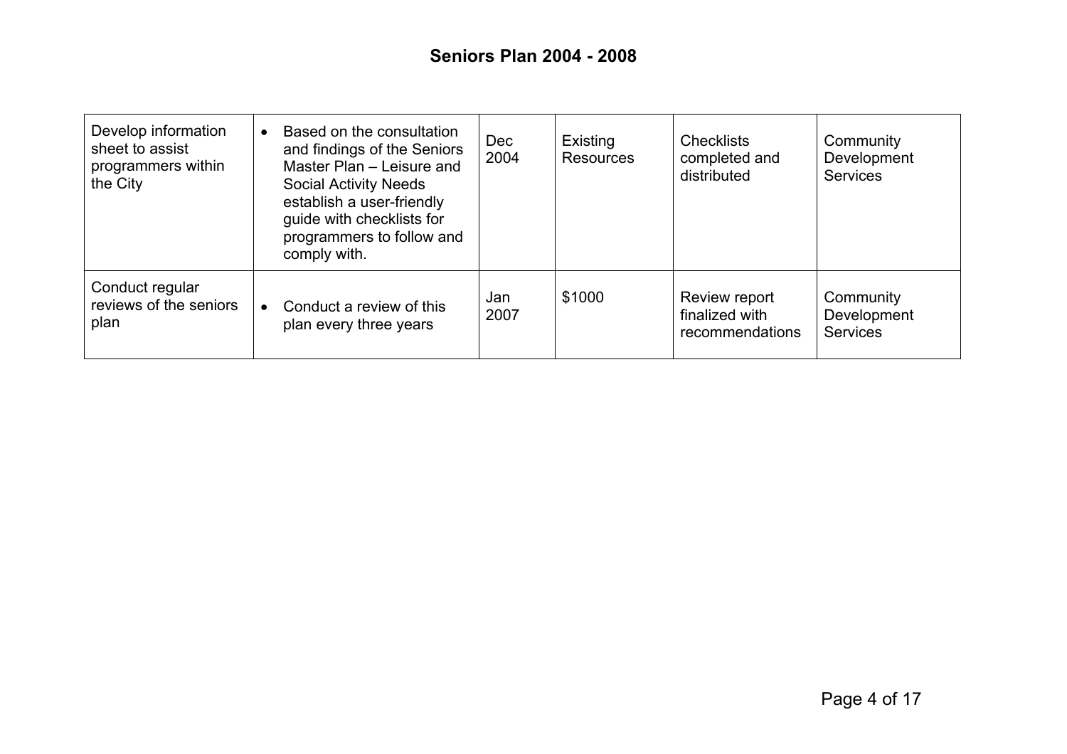## Seniors Plan 2004 - 2008

| | | | | | |
|---|---|---|---|---|---|
| Develop information sheet to assist programmers within the City | • Based on the consultation and findings of the Seniors Master Plan – Leisure and Social Activity Needs establish a user-friendly guide with checklists for programmers to follow and comply with. | Dec 2004 | Existing Resources | Checklists completed and distributed | Community Development Services |
| Conduct regular reviews of the seniors plan | • Conduct a review of this plan every three years | Jan 2007 | $1000 | Review report finalized with recommendations | Community Development Services |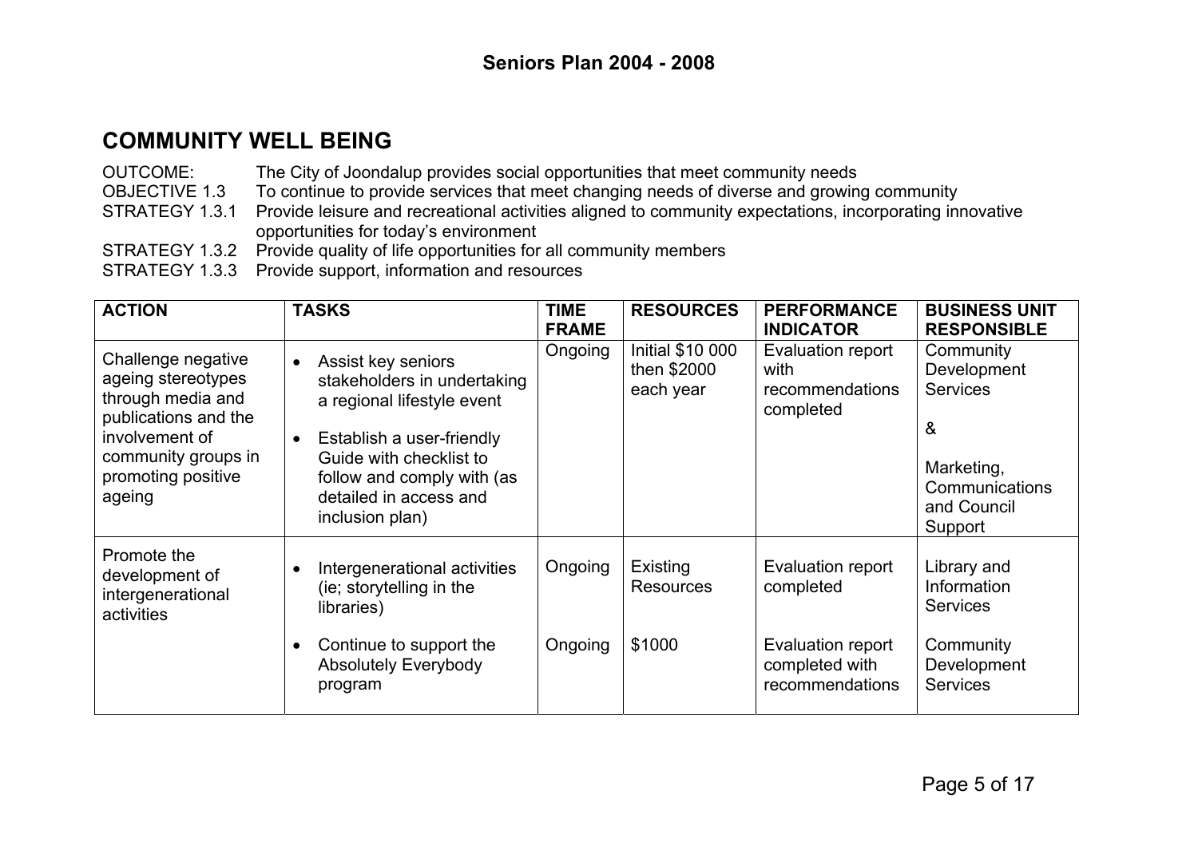## COMMUNITY WELL BEING

OUTCOME: The City of Joondalup provides social opportunities that meet community needs
OBJECTIVE 1.3 To continue to provide services that meet changing needs of diverse and growing community
STRATEGY 1.3.1 Provide leisure and recreational activities aligned to community expectations, incorporating innovative opportunities for today's environment
STRATEGY 1.3.2 Provide quality of life opportunities for all community members
STRATEGY 1.3.3 Provide support, information and resources

| ACTION | TASKS | TIME FRAME | RESOURCES | PERFORMANCE INDICATOR | BUSINESS UNIT RESPONSIBLE |
|---|---|---|---|---|---|
| Challenge negative ageing stereotypes through media and publications and the involvement of community groups in promoting positive ageing | • Assist key seniors stakeholders in undertaking a regional lifestyle event<br>• Establish a user-friendly Guide with checklist to follow and comply with (as detailed in access and inclusion plan) | Ongoing | Initial $10 000 then $2000 each year | Evaluation report with recommendations completed | Community Development Services<br>&<br>Marketing, Communications and Council Support |
| Promote the development of intergenerational activities | • Intergenerational activities (ie; storytelling in the libraries) | Ongoing | Existing Resources | Evaluation report completed | Library and Information Services |
| | • Continue to support the Absolutely Everybody program | Ongoing | $1000 | Evaluation report completed with recommendations | Community Development Services |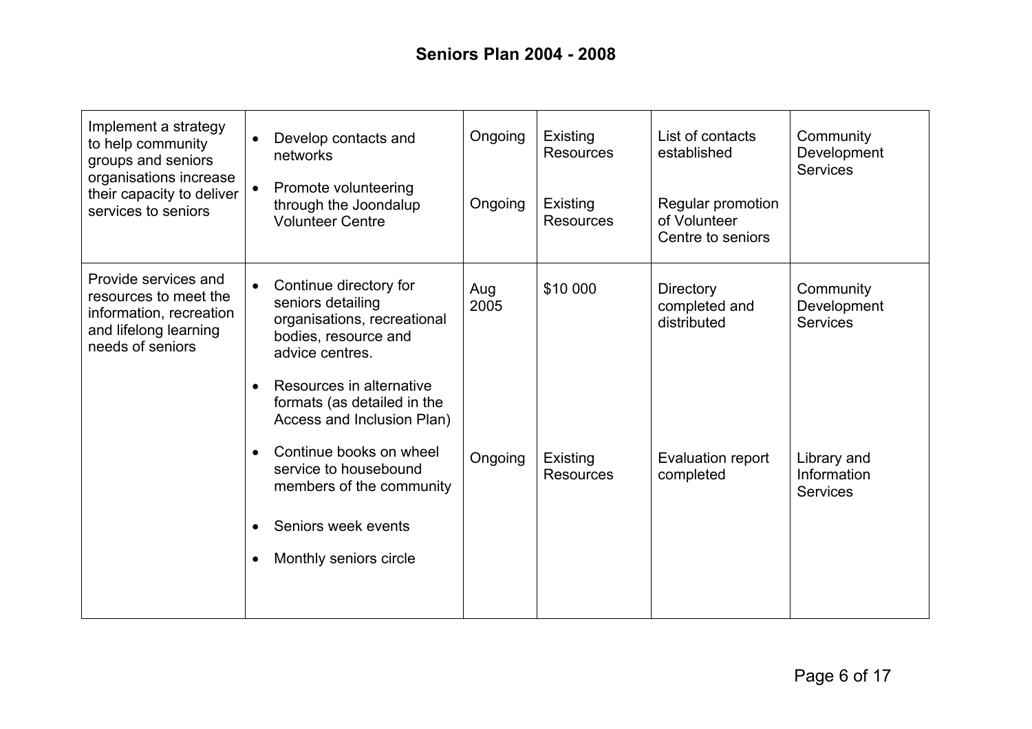## Seniors Plan 2004 - 2008

| | | | | | |
|---|---|---|---|---|---|
| Implement a strategy to help community groups and seniors organisations increase their capacity to deliver services to seniors | • Develop contacts and networks<br>• Promote volunteering through the Joondalup Volunteer Centre | Ongoing<br><br>Ongoing | Existing Resources<br><br>Existing Resources | List of contacts established<br><br>Regular promotion of Volunteer Centre to seniors | Community Development Services |
| Provide services and resources to meet the information, recreation and lifelong learning needs of seniors | • Continue directory for seniors detailing organisations, recreational bodies, resource and advice centres.<br>• Resources in alternative formats (as detailed in the Access and Inclusion Plan)<br>• Continue books on wheel service to housebound members of the community<br>• Seniors week events<br>• Monthly seniors circle | Aug 2005<br><br>Ongoing | $10 000<br><br>Existing Resources | Directory completed and distributed<br><br>Evaluation report completed | Community Development Services<br><br>Library and Information Services |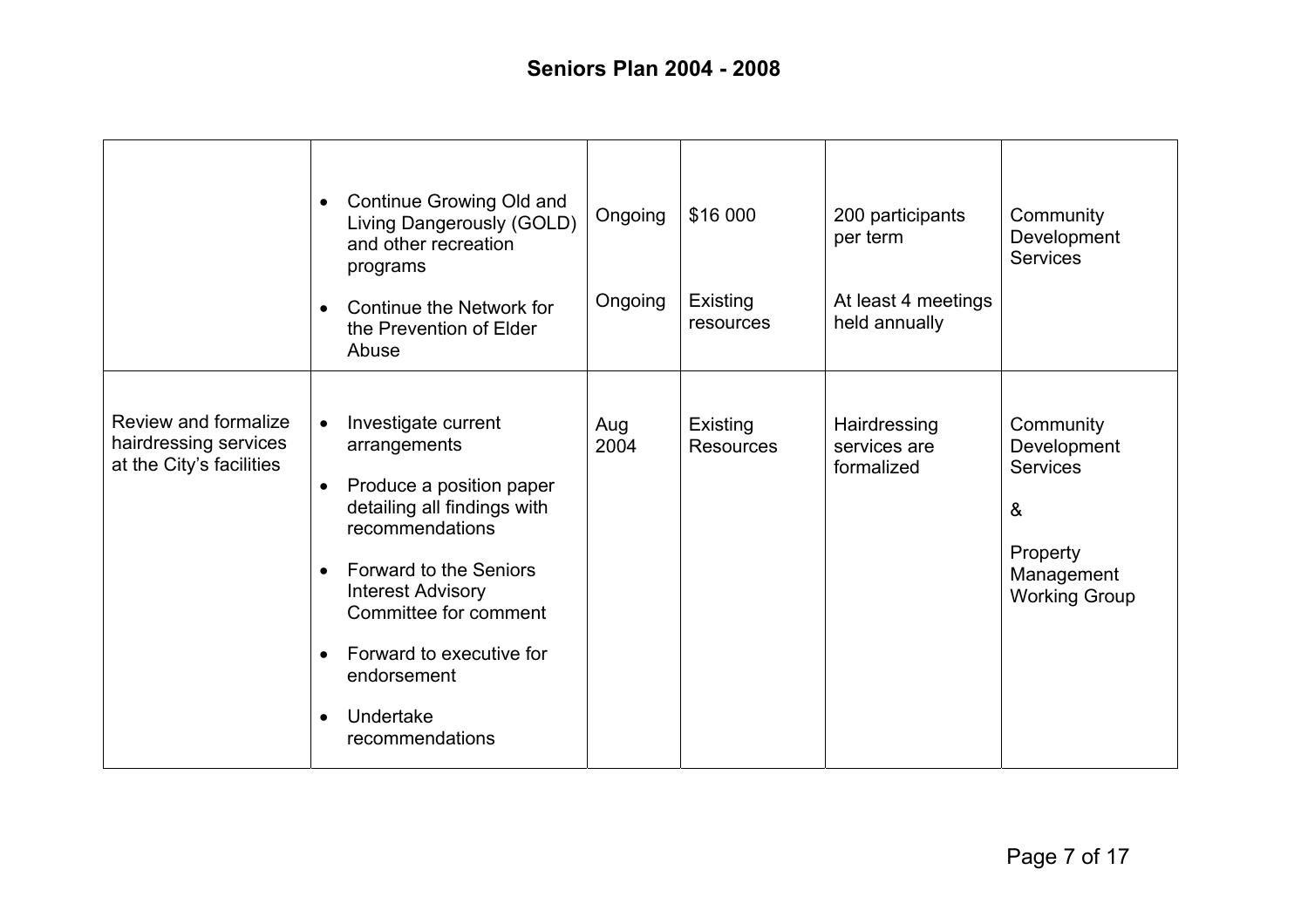## Seniors Plan 2004 - 2008

| | | | | | |
|---|---|---|---|---|---|
| | • Continue Growing Old and Living Dangerously (GOLD) and other recreation programs<br>• Continue the Network for the Prevention of Elder Abuse | Ongoing<br><br>Ongoing | $16 000<br><br>Existing resources | 200 participants per term<br><br>At least 4 meetings held annually | Community Development Services |
| Review and formalize hairdressing services at the City's facilities | • Investigate current arrangements<br>• Produce a position paper detailing all findings with recommendations<br>• Forward to the Seniors Interest Advisory Committee for comment<br>• Forward to executive for endorsement<br>• Undertake recommendations | Aug 2004 | Existing Resources | Hairdressing services are formalized | Community Development Services<br><br>&<br><br>Property Management Working Group |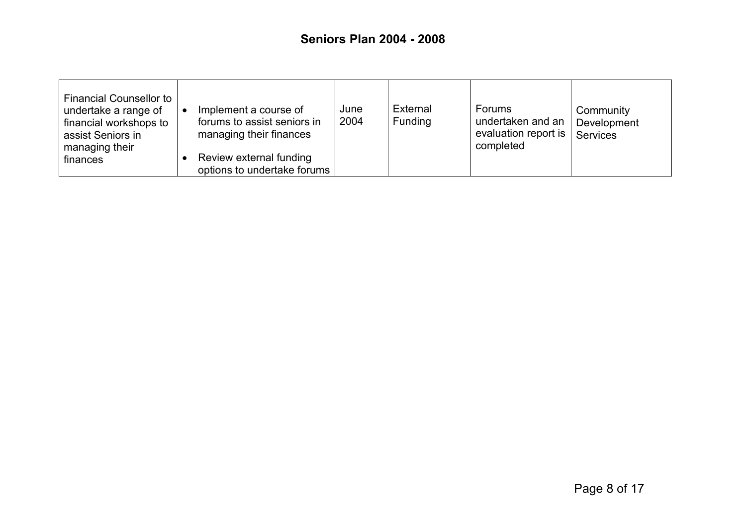| | | | | | |
|---|---|---|---|---|---|
| Financial Counsellor to undertake a range of financial workshops to assist Seniors in managing their finances | • Implement a course of forums to assist seniors in managing their finances<br>• Review external funding options to undertake forums | June 2004 | External Funding | Forums undertaken and an evaluation report is completed | Community Development Services |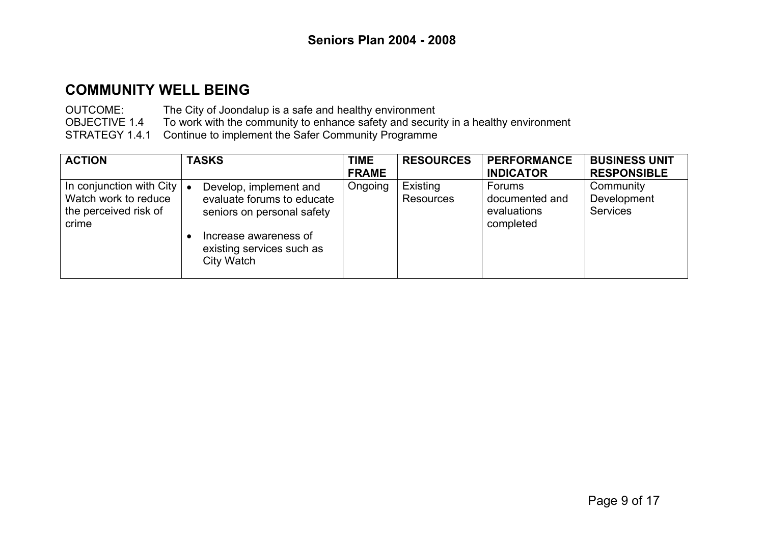## COMMUNITY WELL BEING

OUTCOME: The City of Joondalup is a safe and healthy environment
OBJECTIVE 1.4 To work with the community to enhance safety and security in a healthy environment
STRATEGY 1.4.1 Continue to implement the Safer Community Programme

| ACTION | TASKS | TIME FRAME | RESOURCES | PERFORMANCE INDICATOR | BUSINESS UNIT RESPONSIBLE |
|---|---|---|---|---|---|
| In conjunction with City Watch work to reduce the perceived risk of crime | • Develop, implement and evaluate forums to educate seniors on personal safety<br>• Increase awareness of existing services such as City Watch | Ongoing | Existing Resources | Forums documented and evaluations completed | Community Development Services |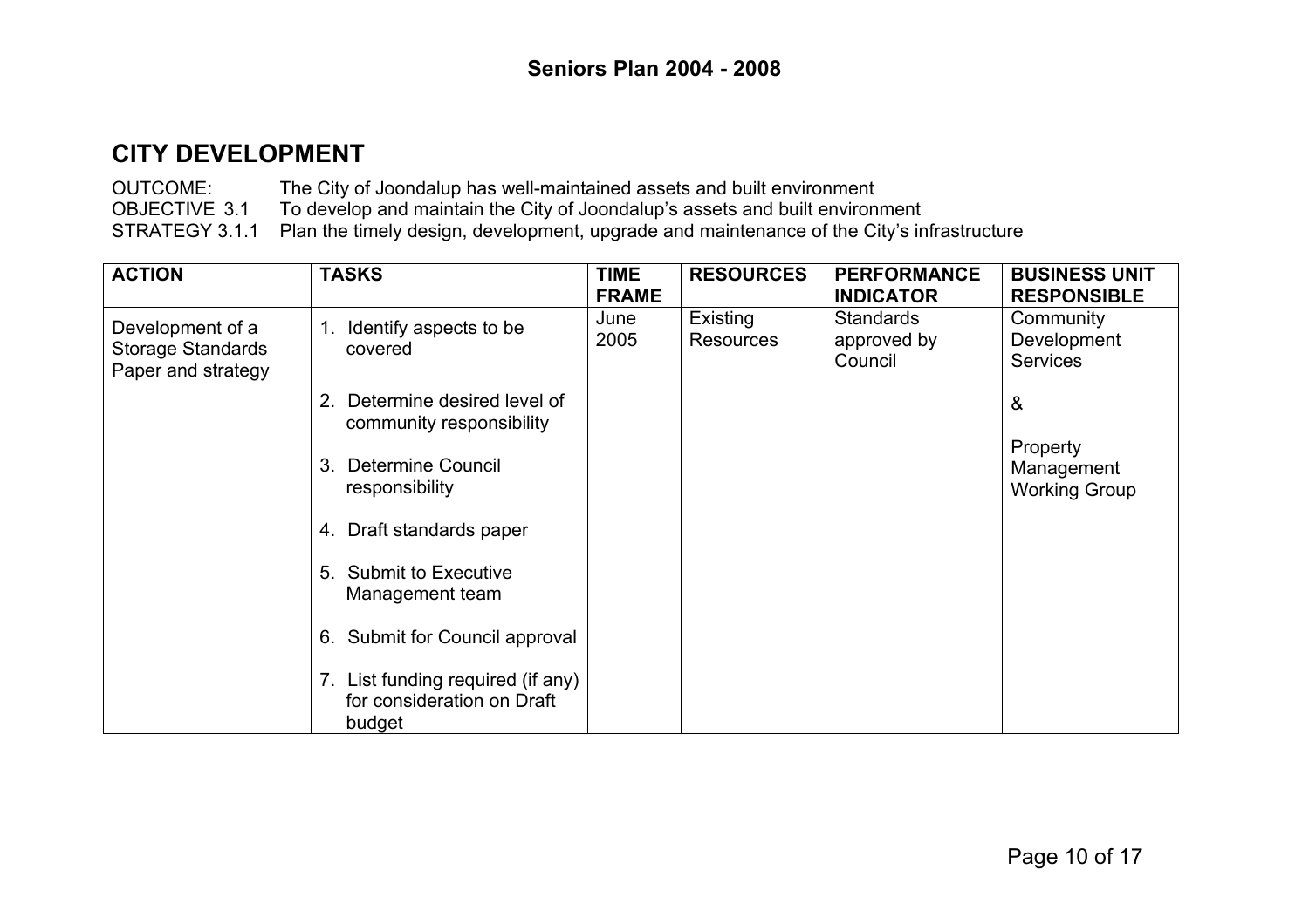## CITY DEVELOPMENT

OUTCOME: The City of Joondalup has well-maintained assets and built environment
OBJECTIVE 3.1 To develop and maintain the City of Joondalup's assets and built environment
STRATEGY 3.1.1 Plan the timely design, development, upgrade and maintenance of the City's infrastructure

| ACTION | TASKS | TIME FRAME | RESOURCES | PERFORMANCE INDICATOR | BUSINESS UNIT RESPONSIBLE |
|---|---|---|---|---|---|
| Development of a Storage Standards Paper and strategy | 1. Identify aspects to be covered<br>2. Determine desired level of community responsibility<br>3. Determine Council responsibility<br>4. Draft standards paper<br>5. Submit to Executive Management team<br>6. Submit for Council approval<br>7. List funding required (if any) for consideration on Draft budget | June 2005 | Existing Resources | Standards approved by Council | Community Development Services<br>&<br>Property Management Working Group |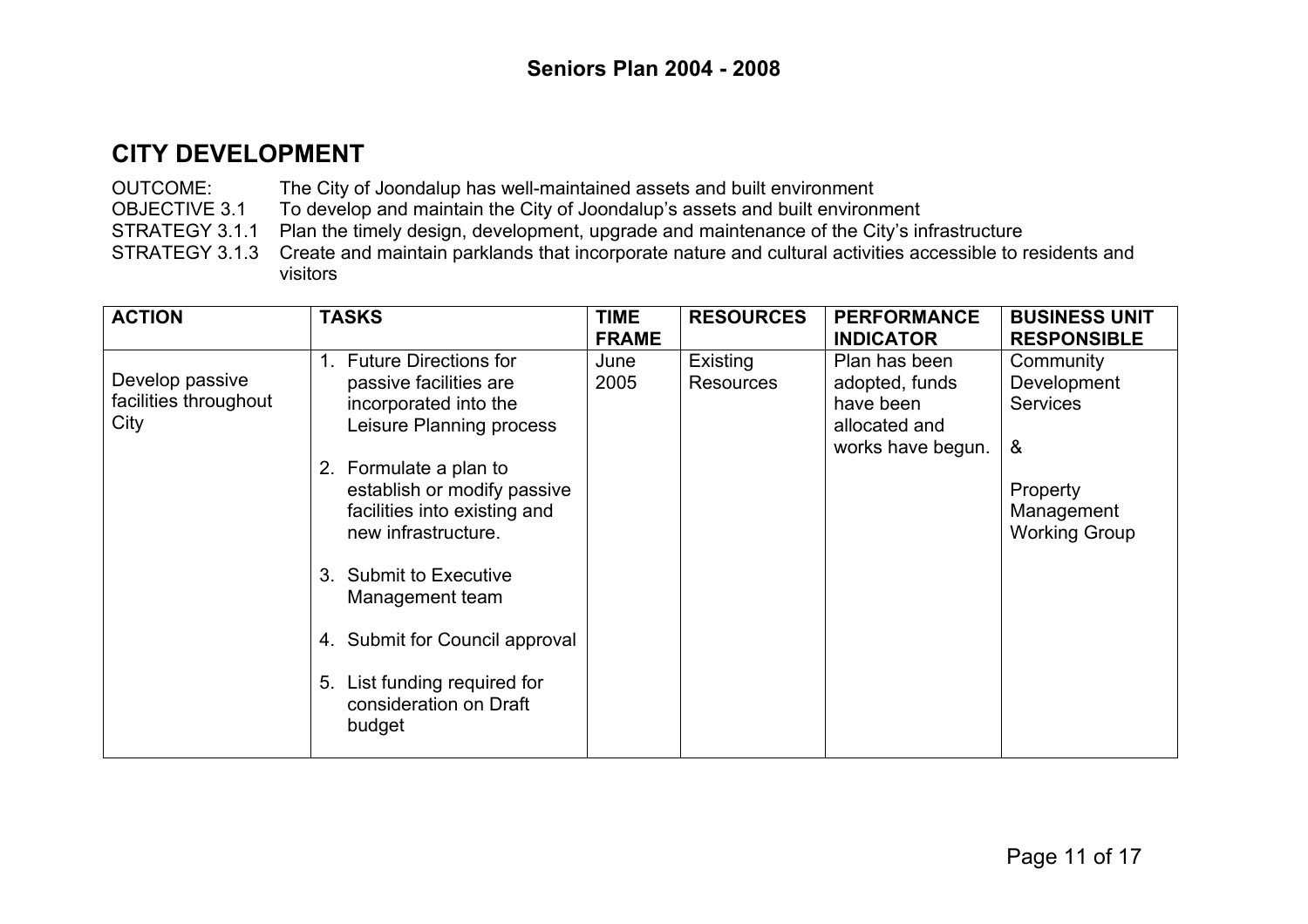## CITY DEVELOPMENT

OUTCOME: The City of Joondalup has well-maintained assets and built environment
OBJECTIVE 3.1 To develop and maintain the City of Joondalup's assets and built environment
STRATEGY 3.1.1 Plan the timely design, development, upgrade and maintenance of the City's infrastructure
STRATEGY 3.1.3 Create and maintain parklands that incorporate nature and cultural activities accessible to residents and visitors

| ACTION | TASKS | TIME FRAME | RESOURCES | PERFORMANCE INDICATOR | BUSINESS UNIT RESPONSIBLE |
|---|---|---|---|---|---|
| Develop passive facilities throughout City | 1. Future Directions for passive facilities are incorporated into the Leisure Planning process<br><br>2. Formulate a plan to establish or modify passive facilities into existing and new infrastructure.<br><br>3. Submit to Executive Management team<br><br>4. Submit for Council approval<br><br>5. List funding required for consideration on Draft budget | June 2005 | Existing Resources | Plan has been adopted, funds have been allocated and works have begun. | Community Development Services<br><br>&<br><br>Property Management Working Group |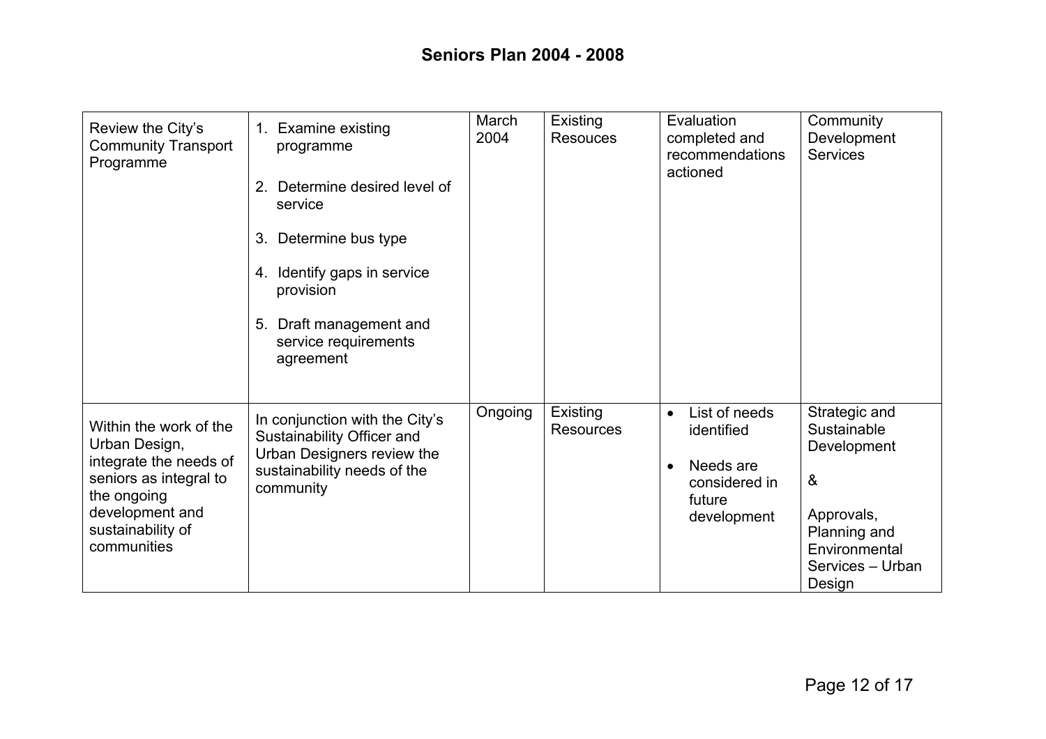| | | | | | |
|---|---|---|---|---|---|
| Review the City's Community Transport Programme | 1. Examine existing programme<br><br>2. Determine desired level of service<br><br>3. Determine bus type<br><br>4. Identify gaps in service provision<br><br>5. Draft management and service requirements agreement | March 2004 | Existing Resouces | Evaluation completed and recommendations actioned | Community Development Services |
| Within the work of the Urban Design, integrate the needs of seniors as integral to the ongoing development and sustainability of communities | In conjunction with the City's Sustainability Officer and Urban Designers review the sustainability needs of the community | Ongoing | Existing Resources | • List of needs identified<br><br>• Needs are considered in future development | Strategic and Sustainable Development<br><br>&<br><br>Approvals, Planning and Environmental Services – Urban Design |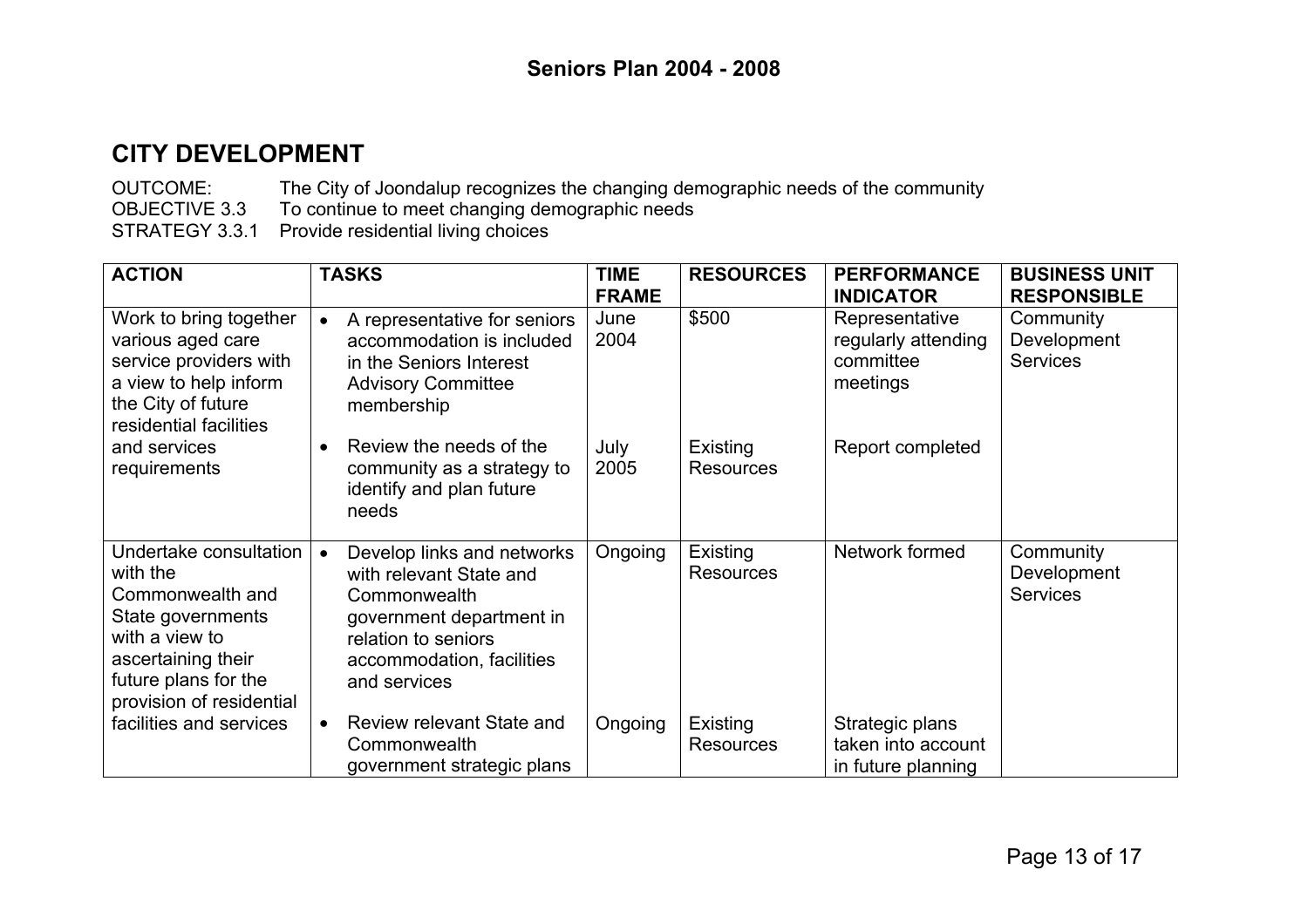## CITY DEVELOPMENT

OUTCOME: The City of Joondalup recognizes the changing demographic needs of the community
OBJECTIVE 3.3 To continue to meet changing demographic needs
STRATEGY 3.3.1 Provide residential living choices

| ACTION | TASKS | TIME FRAME | RESOURCES | PERFORMANCE INDICATOR | BUSINESS UNIT RESPONSIBLE |
|---|---|---|---|---|---|
| Work to bring together various aged care service providers with a view to help inform the City of future residential facilities and services requirements | • A representative for seniors accommodation is included in the Seniors Interest Advisory Committee membership | June 2004 | $500 | Representative regularly attending committee meetings | Community Development Services |
| | • Review the needs of the community as a strategy to identify and plan future needs | July 2005 | Existing Resources | Report completed | |
| Undertake consultation with the Commonwealth and State governments with a view to ascertaining their future plans for the provision of residential facilities and services | • Develop links and networks with relevant State and Commonwealth government department in relation to seniors accommodation, facilities and services | Ongoing | Existing Resources | Network formed | Community Development Services |
| | • Review relevant State and Commonwealth government strategic plans | Ongoing | Existing Resources | Strategic plans taken into account in future planning | |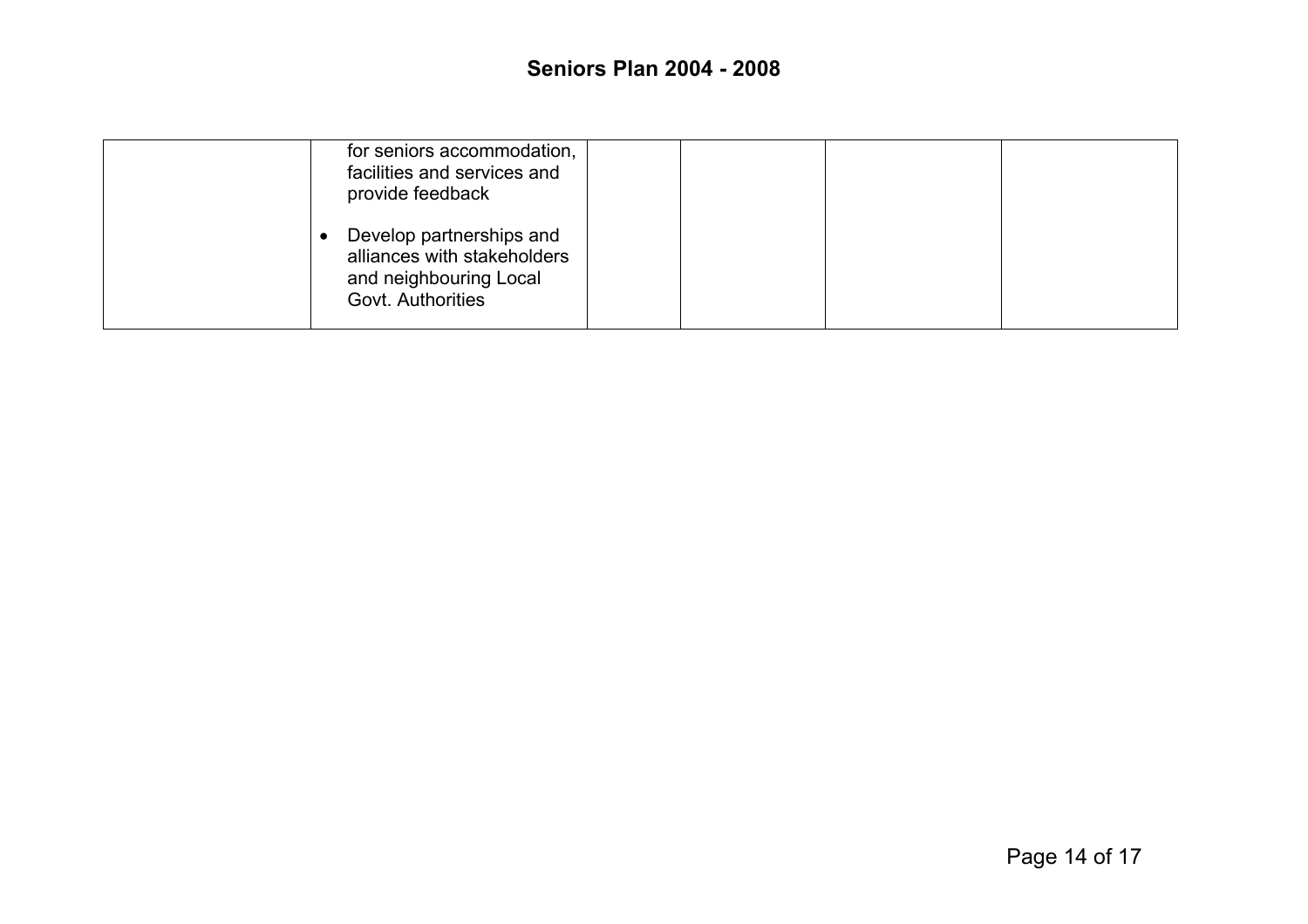|  | for seniors accommodation, facilities and services and provide feedback<br><br>• Develop partnerships and alliances with stakeholders and neighbouring Local Govt. Authorities |  |  |  |  |
|---|---|---|---|---|---|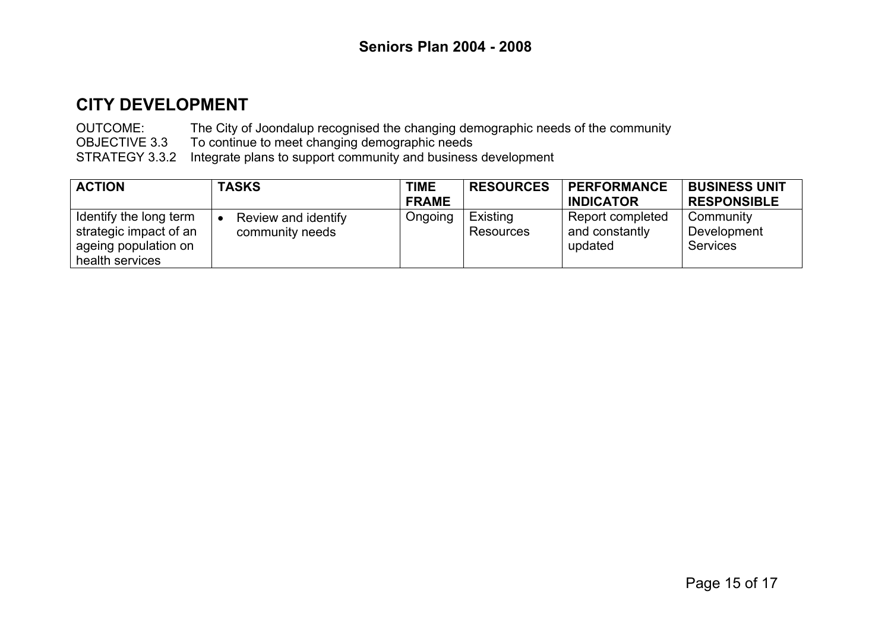## CITY DEVELOPMENT

OUTCOME: The City of Joondalup recognised the changing demographic needs of the community
OBJECTIVE 3.3 To continue to meet changing demographic needs
STRATEGY 3.3.2 Integrate plans to support community and business development

| ACTION | TASKS | TIME FRAME | RESOURCES | PERFORMANCE INDICATOR | BUSINESS UNIT RESPONSIBLE |
|---|---|---|---|---|---|
| Identify the long term strategic impact of an ageing population on health services | • Review and identify community needs | Ongoing | Existing Resources | Report completed and constantly updated | Community Development Services |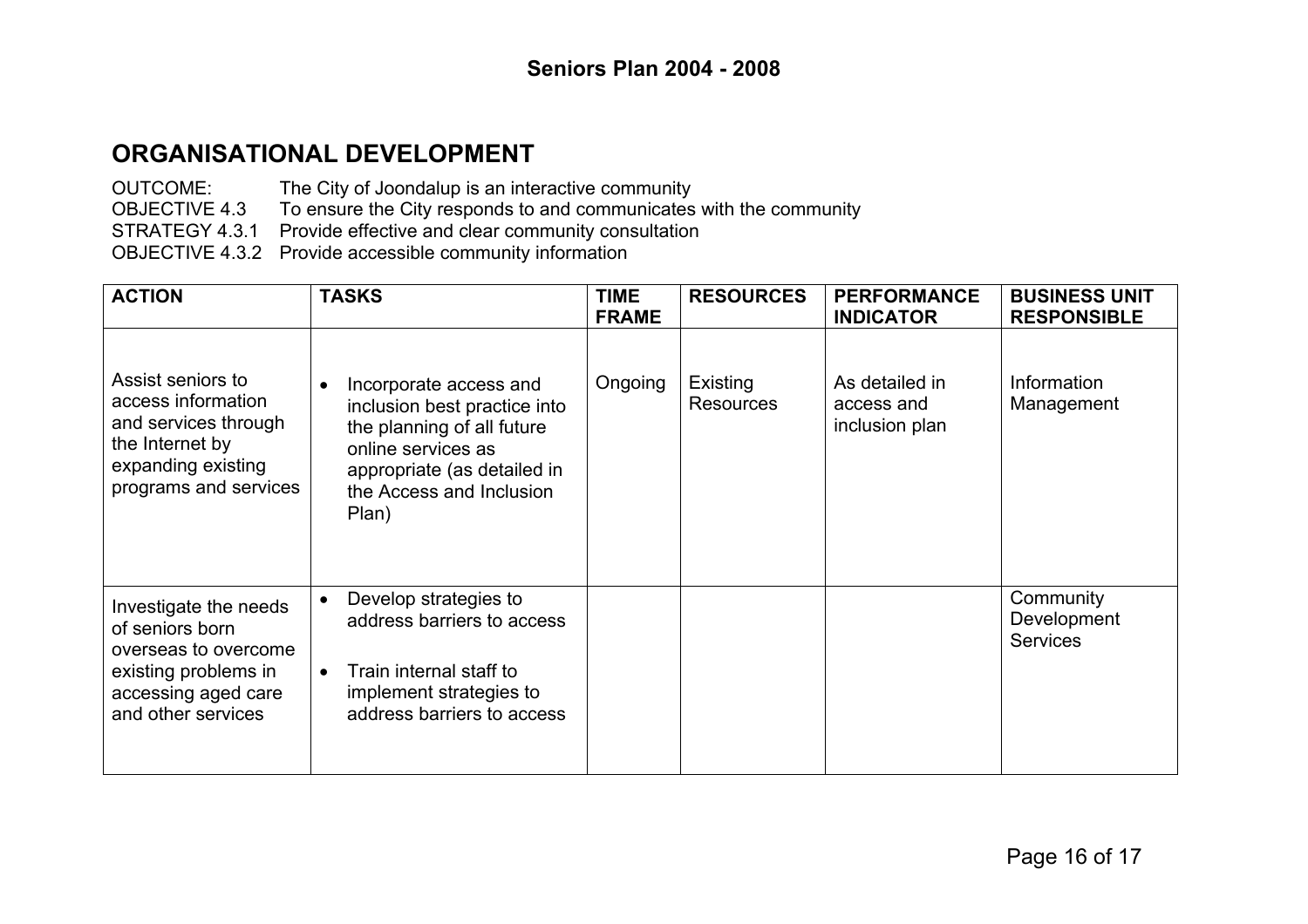## ORGANISATIONAL DEVELOPMENT

OUTCOME: The City of Joondalup is an interactive community
OBJECTIVE 4.3 To ensure the City responds to and communicates with the community
STRATEGY 4.3.1 Provide effective and clear community consultation
OBJECTIVE 4.3.2 Provide accessible community information

| ACTION | TASKS | TIME FRAME | RESOURCES | PERFORMANCE INDICATOR | BUSINESS UNIT RESPONSIBLE |
|---|---|---|---|---|---|
| Assist seniors to access information and services through the Internet by expanding existing programs and services | • Incorporate access and inclusion best practice into the planning of all future online services as appropriate (as detailed in the Access and Inclusion Plan) | Ongoing | Existing Resources | As detailed in access and inclusion plan | Information Management |
| Investigate the needs of seniors born overseas to overcome existing problems in accessing aged care and other services | • Develop strategies to address barriers to access<br>• Train internal staff to implement strategies to address barriers to access | | | | Community Development Services |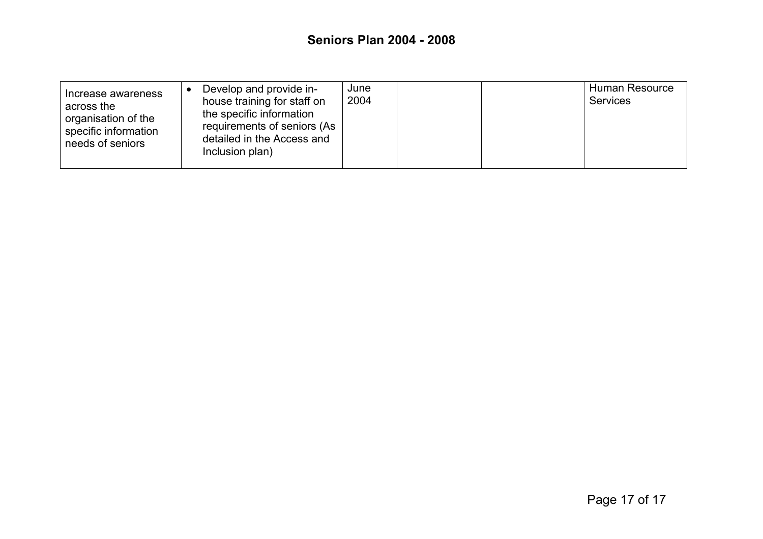| | | | | | |
|---|---|---|---|---|---|
| Increase awareness across the organisation of the specific information needs of seniors | • Develop and provide in-house training for staff on the specific information requirements of seniors (As detailed in the Access and Inclusion plan) | June 2004 | | | Human Resource Services |